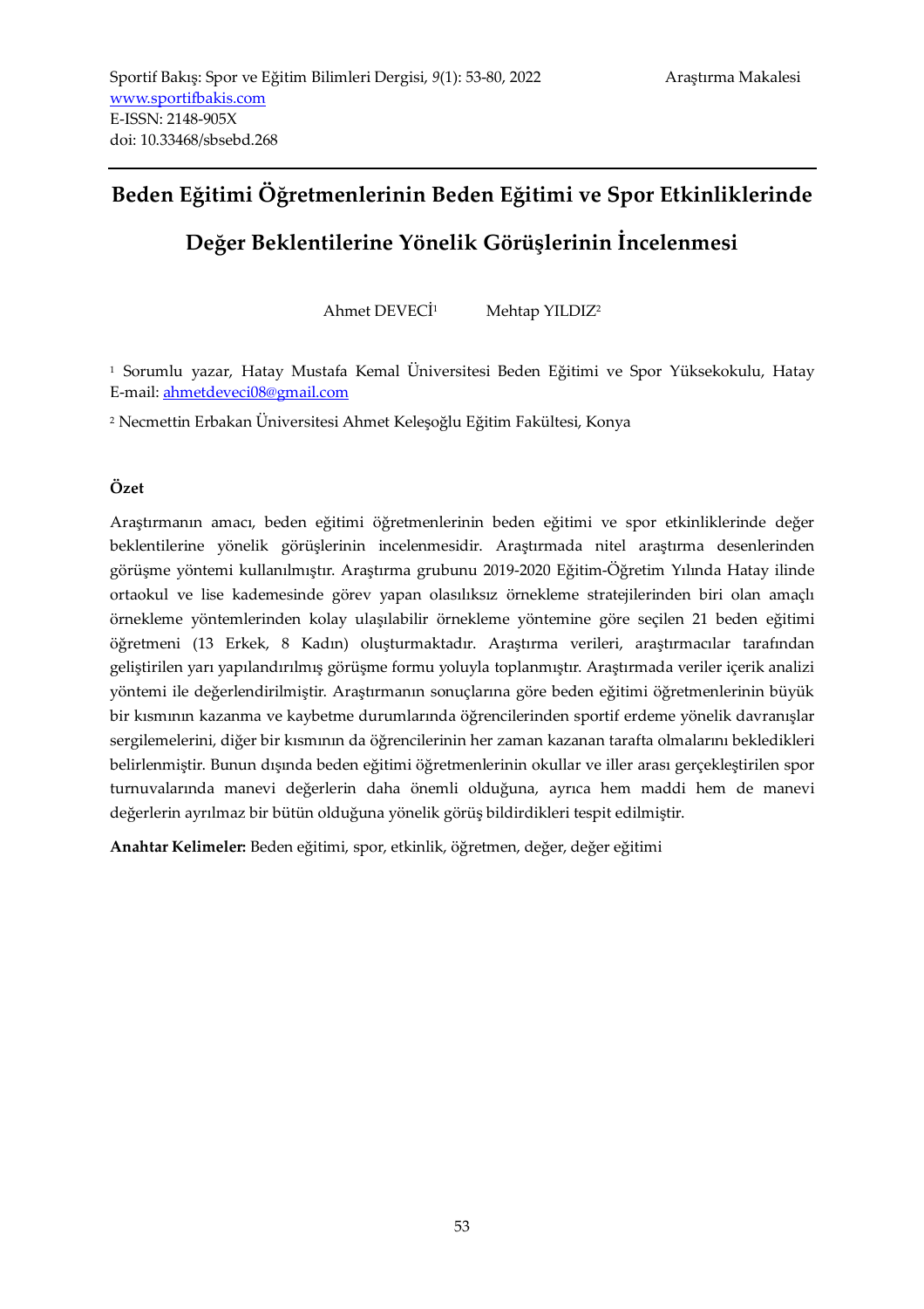Sportif Bakış: Spor ve Eğitim Bilimleri Dergisi, *9*(1): 53-80, 2022 Araştırma Makalesi
www.sportifbakis.com
E-ISSN: 2148-905X
doi: 10.33468/sbsebd.268

# Beden Eğitimi Öğretmenlerinin Beden Eğitimi ve Spor Etkinliklerinde Değer Beklentilerine Yönelik Görüşlerinin İncelenmesi

Ahmet DEVECİ[1] Mehtap YILDIZ[2]

[1] Sorumlu yazar, Hatay Mustafa Kemal Üniversitesi Beden Eğitimi ve Spor Yüksekokulu, Hatay E-mail: ahmetdeveci08@gmail.com

[2] Necmettin Erbakan Üniversitesi Ahmet Keleşoğlu Eğitim Fakültesi, Konya

**Özet**

Araştırmanın amacı, beden eğitimi öğretmenlerinin beden eğitimi ve spor etkinliklerinde değer beklentilerine yönelik görüşlerinin incelenmesidir. Araştırmada nitel araştırma desenlerinden görüşme yöntemi kullanılmıştır. Araştırma grubunu 2019-2020 Eğitim-Öğretim Yılında Hatay ilinde ortaokul ve lise kademesinde görev yapan olasılıksız örnekleme stratejilerinden biri olan amaçlı örnekleme yöntemlerinden kolay ulaşılabilir örnekleme yöntemine göre seçilen 21 beden eğitimi öğretmeni (13 Erkek, 8 Kadın) oluşturmaktadır. Araştırma verileri, araştırmacılar tarafından geliştirilen yarı yapılandırılmış görüşme formu yoluyla toplanmıştır. Araştırmada veriler içerik analizi yöntemi ile değerlendirilmiştir. Araştırmanın sonuçlarına göre beden eğitimi öğretmenlerinin büyük bir kısmının kazanma ve kaybetme durumlarında öğrencilerinden sportif erdeme yönelik davranışlar sergilemelerini, diğer bir kısmının da öğrencilerinin her zaman kazanan tarafta olmalarını bekledikleri belirlenmiştir. Bunun dışında beden eğitimi öğretmenlerinin okullar ve iller arası gerçekleştirilen spor turnuvalarında manevi değerlerin daha önemli olduğuna, ayrıca hem maddi hem de manevi değerlerin ayrılmaz bir bütün olduğuna yönelik görüş bildirdikleri tespit edilmiştir.

**Anahtar Kelimeler:** Beden eğitimi, spor, etkinlik, öğretmen, değer, değer eğitimi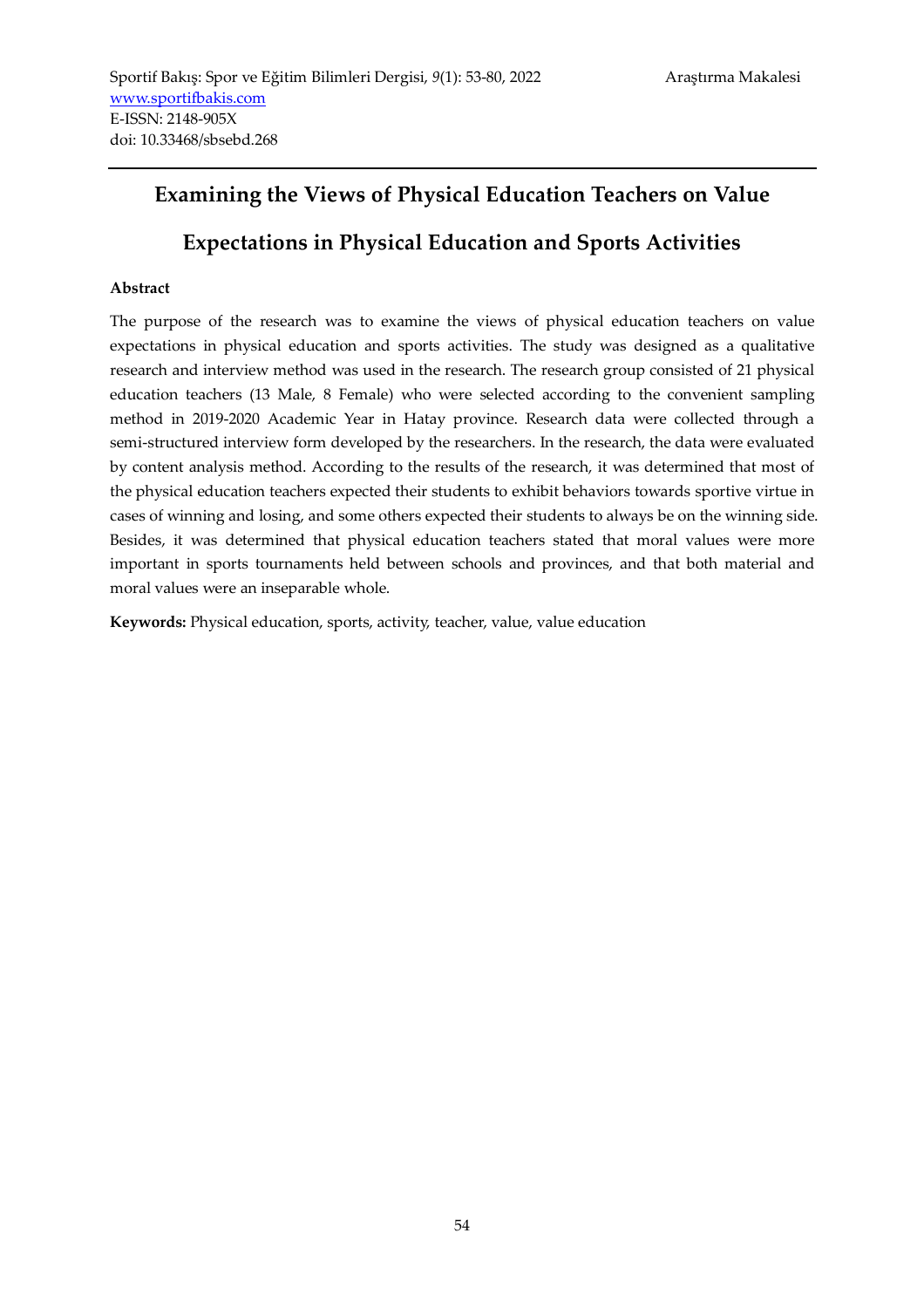# Examining the Views of Physical Education Teachers on Value Expectations in Physical Education and Sports Activities

## Abstract

The purpose of the research was to examine the views of physical education teachers on value expectations in physical education and sports activities. The study was designed as a qualitative research and interview method was used in the research. The research group consisted of 21 physical education teachers (13 Male, 8 Female) who were selected according to the convenient sampling method in 2019-2020 Academic Year in Hatay province. Research data were collected through a semi-structured interview form developed by the researchers. In the research, the data were evaluated by content analysis method. According to the results of the research, it was determined that most of the physical education teachers expected their students to exhibit behaviors towards sportive virtue in cases of winning and losing, and some others expected their students to always be on the winning side. Besides, it was determined that physical education teachers stated that moral values were more important in sports tournaments held between schools and provinces, and that both material and moral values were an inseparable whole.

**Keywords:** Physical education, sports, activity, teacher, value, value education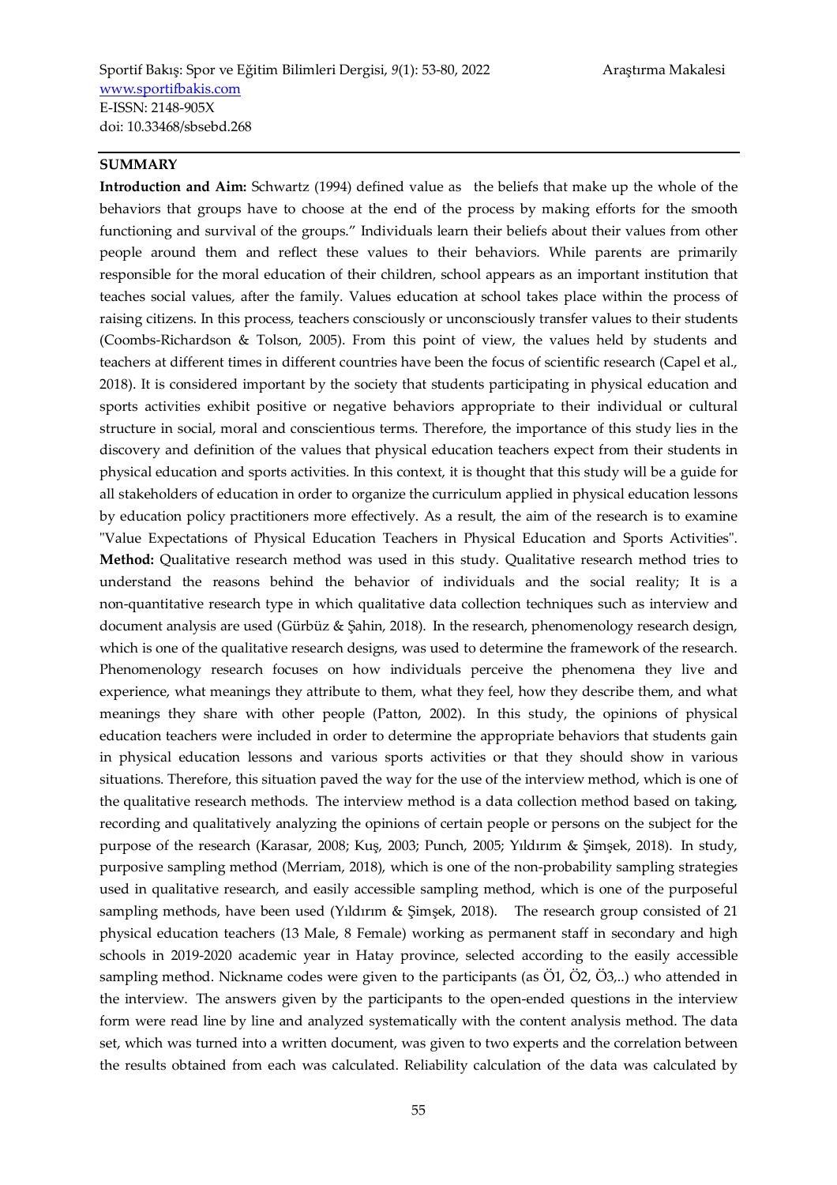## SUMMARY

**Introduction and Aim:** Schwartz (1994) defined value as  the beliefs that make up the whole of the behaviors that groups have to choose at the end of the process by making efforts for the smooth functioning and survival of the groups." Individuals learn their beliefs about their values from other people around them and reflect these values to their behaviors. While parents are primarily responsible for the moral education of their children, school appears as an important institution that teaches social values, after the family. Values education at school takes place within the process of raising citizens. In this process, teachers consciously or unconsciously transfer values to their students (Coombs-Richardson & Tolson, 2005). From this point of view, the values held by students and teachers at different times in different countries have been the focus of scientific research (Capel et al., 2018). It is considered important by the society that students participating in physical education and sports activities exhibit positive or negative behaviors appropriate to their individual or cultural structure in social, moral and conscientious terms. Therefore, the importance of this study lies in the discovery and definition of the values that physical education teachers expect from their students in physical education and sports activities. In this context, it is thought that this study will be a guide for all stakeholders of education in order to organize the curriculum applied in physical education lessons by education policy practitioners more effectively. As a result, the aim of the research is to examine "Value Expectations of Physical Education Teachers in Physical Education and Sports Activities".

**Method:** Qualitative research method was used in this study. Qualitative research method tries to understand the reasons behind the behavior of individuals and the social reality; It is a non-quantitative research type in which qualitative data collection techniques such as interview and document analysis are used (Gürbüz & Şahin, 2018). In the research, phenomenology research design, which is one of the qualitative research designs, was used to determine the framework of the research. Phenomenology research focuses on how individuals perceive the phenomena they live and experience, what meanings they attribute to them, what they feel, how they describe them, and what meanings they share with other people (Patton, 2002). In this study, the opinions of physical education teachers were included in order to determine the appropriate behaviors that students gain in physical education lessons and various sports activities or that they should show in various situations. Therefore, this situation paved the way for the use of the interview method, which is one of the qualitative research methods. The interview method is a data collection method based on taking, recording and qualitatively analyzing the opinions of certain people or persons on the subject for the purpose of the research (Karasar, 2008; Kuş, 2003; Punch, 2005; Yıldırım & Şimşek, 2018). In study, purposive sampling method (Merriam, 2018), which is one of the non-probability sampling strategies used in qualitative research, and easily accessible sampling method, which is one of the purposeful sampling methods, have been used (Yıldırım & Şimşek, 2018). The research group consisted of 21 physical education teachers (13 Male, 8 Female) working as permanent staff in secondary and high schools in 2019-2020 academic year in Hatay province, selected according to the easily accessible sampling method. Nickname codes were given to the participants (as Ö1, Ö2, Ö3,..) who attended in the interview. The answers given by the participants to the open-ended questions in the interview form were read line by line and analyzed systematically with the content analysis method. The data set, which was turned into a written document, was given to two experts and the correlation between the results obtained from each was calculated. Reliability calculation of the data was calculated by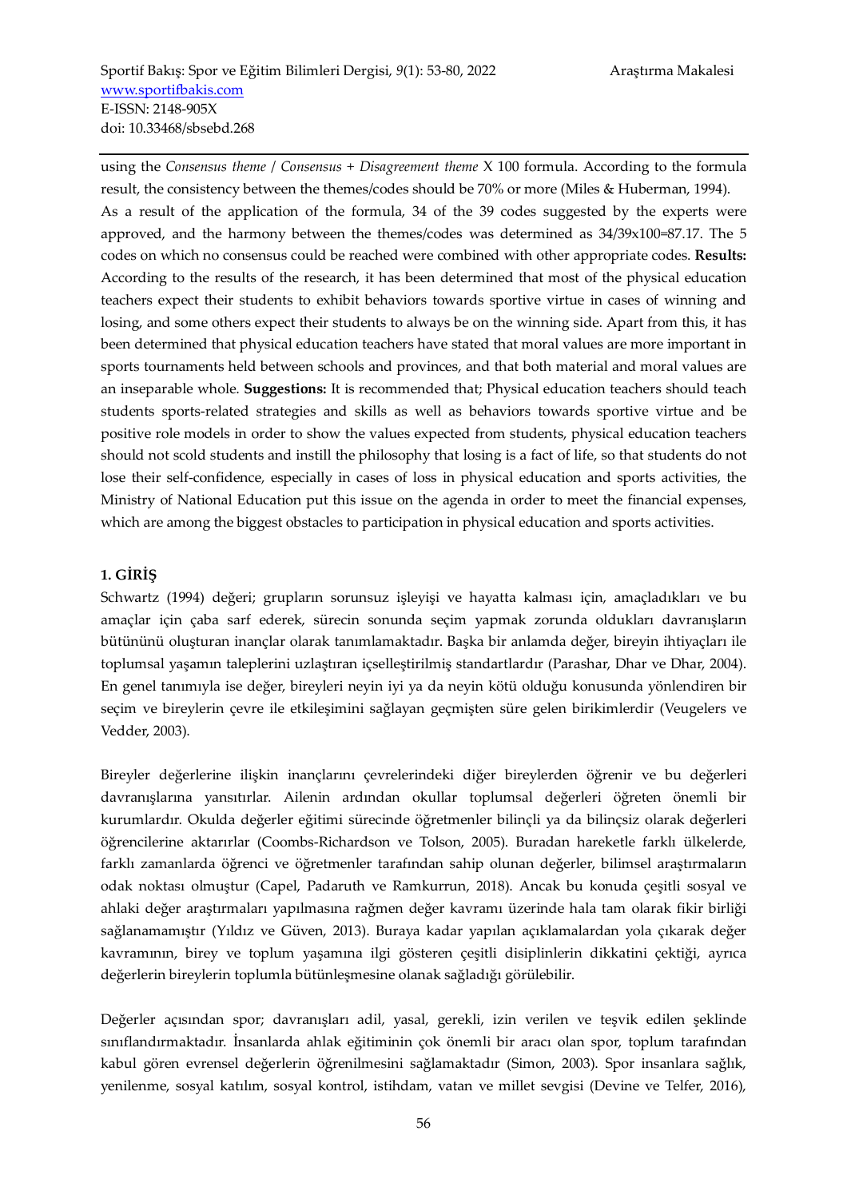using the *Consensus theme / Consensus + Disagreement theme* X 100 formula. According to the formula result, the consistency between the themes/codes should be 70% or more (Miles & Huberman, 1994). As a result of the application of the formula, 34 of the 39 codes suggested by the experts were approved, and the harmony between the themes/codes was determined as 34/39x100=87.17. The 5 codes on which no consensus could be reached were combined with other appropriate codes. **Results:** According to the results of the research, it has been determined that most of the physical education teachers expect their students to exhibit behaviors towards sportive virtue in cases of winning and losing, and some others expect their students to always be on the winning side. Apart from this, it has been determined that physical education teachers have stated that moral values are more important in sports tournaments held between schools and provinces, and that both material and moral values are an inseparable whole. **Suggestions:** It is recommended that; Physical education teachers should teach students sports-related strategies and skills as well as behaviors towards sportive virtue and be positive role models in order to show the values expected from students, physical education teachers should not scold students and instill the philosophy that losing is a fact of life, so that students do not lose their self-confidence, especially in cases of loss in physical education and sports activities, the Ministry of National Education put this issue on the agenda in order to meet the financial expenses, which are among the biggest obstacles to participation in physical education and sports activities.

## 1. GİRİŞ

Schwartz (1994) değeri; grupların sorunsuz işleyişi ve hayatta kalması için, amaçladıkları ve bu amaçlar için çaba sarf ederek, sürecin sonunda seçim yapmak zorunda oldukları davranışların bütününü oluşturan inançlar olarak tanımlamaktadır. Başka bir anlamda değer, bireyin ihtiyaçları ile toplumsal yaşamın taleplerini uzlaştıran içselleştirilmiş standartlardır (Parashar, Dhar ve Dhar, 2004). En genel tanımıyla ise değer, bireyleri neyin iyi ya da neyin kötü olduğu konusunda yönlendiren bir seçim ve bireylerin çevre ile etkileşimini sağlayan geçmişten süre gelen birikimlerdir (Veugelers ve Vedder, 2003).

Bireyler değerlerine ilişkin inançlarını çevrelerindeki diğer bireylerden öğrenir ve bu değerleri davranışlarına yansıtırlar. Ailenin ardından okullar toplumsal değerleri öğreten önemli bir kurumlardır. Okulda değerler eğitimi sürecinde öğretmenler bilinçli ya da bilinçsiz olarak değerleri öğrencilerine aktarırlar (Coombs-Richardson ve Tolson, 2005). Buradan hareketle farklı ülkelerde, farklı zamanlarda öğrenci ve öğretmenler tarafından sahip olunan değerler, bilimsel araştırmaların odak noktası olmuştur (Capel, Padaruth ve Ramkurrun, 2018). Ancak bu konuda çeşitli sosyal ve ahlaki değer araştırmaları yapılmasına rağmen değer kavramı üzerinde hala tam olarak fikir birliği sağlanamamıştır (Yıldız ve Güven, 2013). Buraya kadar yapılan açıklamalardan yola çıkarak değer kavramının, birey ve toplum yaşamına ilgi gösteren çeşitli disiplinlerin dikkatini çektiği, ayrıca değerlerin bireylerin toplumla bütünleşmesine olanak sağladığı görülebilir.

Değerler açısından spor; davranışları adil, yasal, gerekli, izin verilen ve teşvik edilen şeklinde sınıflandırmaktadır. İnsanlarda ahlak eğitiminin çok önemli bir aracı olan spor, toplum tarafından kabul gören evrensel değerlerin öğrenilmesini sağlamaktadır (Simon, 2003). Spor insanlara sağlık, yenilenme, sosyal katılım, sosyal kontrol, istihdam, vatan ve millet sevgisi (Devine ve Telfer, 2016),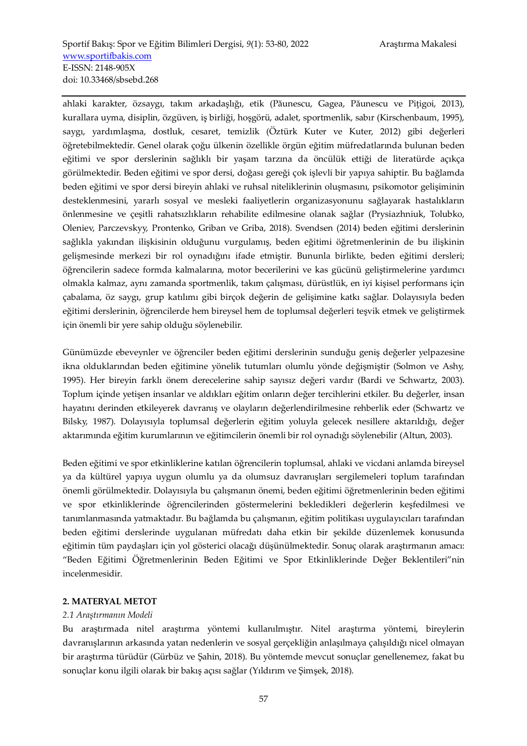ahlaki karakter, özsaygı, takım arkadaşlığı, etik (Păunescu, Gagea, Păunescu ve Piţigoi, 2013), kurallara uyma, disiplin, özgüven, iş birliği, hoşgörü, adalet, sportmenlik, sabır (Kirschenbaum, 1995), saygı, yardımlaşma, dostluk, cesaret, temizlik (Öztürk Kuter ve Kuter, 2012) gibi değerleri öğretebilmektedir. Genel olarak çoğu ülkenin özellikle örgün eğitim müfredatlarında bulunan beden eğitimi ve spor derslerinin sağlıklı bir yaşam tarzına da öncülük ettiği de literatürde açıkça görülmektedir. Beden eğitimi ve spor dersi, doğası gereği çok işlevli bir yapıya sahiptir. Bu bağlamda beden eğitimi ve spor dersi bireyin ahlaki ve ruhsal niteliklerinin oluşmasını, psikomotor gelişiminin desteklenmesini, yararlı sosyal ve mesleki faaliyetlerin organizasyonunu sağlayarak hastalıkların önlenmesine ve çeşitli rahatsızlıkların rehabilite edilmesine olanak sağlar (Prysiazhniuk, Tolubko, Oleniev, Parczevskyy, Prontenko, Griban ve Griba, 2018). Svendsen (2014) beden eğitimi derslerinin sağlıkla yakından ilişkisinin olduğunu vurgulamış, beden eğitimi öğretmenlerinin de bu ilişkinin gelişmesinde merkezi bir rol oynadığını ifade etmiştir. Bununla birlikte, beden eğitimi dersleri; öğrencilerin sadece formda kalmalarına, motor becerilerini ve kas gücünü geliştirmelerine yardımcı olmakla kalmaz, aynı zamanda sportmenlik, takım çalışması, dürüstlük, en iyi kişisel performans için çabalama, öz saygı, grup katılımı gibi birçok değerin de gelişimine katkı sağlar. Dolayısıyla beden eğitimi derslerinin, öğrencilerde hem bireysel hem de toplumsal değerleri teşvik etmek ve geliştirmek için önemli bir yere sahip olduğu söylenebilir.

Günümüzde ebeveynler ve öğrenciler beden eğitimi derslerinin sunduğu geniş değerler yelpazesine ikna olduklarından beden eğitimine yönelik tutumları olumlu yönde değişmiştir (Solmon ve Ashy, 1995). Her bireyin farklı önem derecelerine sahip sayısız değeri vardır (Bardi ve Schwartz, 2003). Toplum içinde yetişen insanlar ve aldıkları eğitim onların değer tercihlerini etkiler. Bu değerler, insan hayatını derinden etkileyerek davranış ve olayların değerlendirilmesine rehberlik eder (Schwartz ve Bilsky, 1987). Dolayısıyla toplumsal değerlerin eğitim yoluyla gelecek nesillere aktarıldığı, değer aktarımında eğitim kurumlarının ve eğitimcilerin önemli bir rol oynadığı söylenebilir (Altun, 2003).

Beden eğitimi ve spor etkinliklerine katılan öğrencilerin toplumsal, ahlaki ve vicdani anlamda bireysel ya da kültürel yapıya uygun olumlu ya da olumsuz davranışları sergilemeleri toplum tarafından önemli görülmektedir. Dolayısıyla bu çalışmanın önemi, beden eğitimi öğretmenlerinin beden eğitimi ve spor etkinliklerinde öğrencilerinden göstermelerini bekledikleri değerlerin keşfedilmesi ve tanımlanmasında yatmaktadır. Bu bağlamda bu çalışmanın, eğitim politikası uygulayıcıları tarafından beden eğitimi derslerinde uygulanan müfredatı daha etkin bir şekilde düzenlemek konusunda eğitimin tüm paydaşları için yol gösterici olacağı düşünülmektedir. Sonuç olarak araştırmanın amacı: "Beden Eğitimi Öğretmenlerinin Beden Eğitimi ve Spor Etkinliklerinde Değer Beklentileri"nin incelenmesidir.

## 2. MATERYAL METOT

### *2.1 Araştırmanın Modeli*

Bu araştırmada nitel araştırma yöntemi kullanılmıştır. Nitel araştırma yöntemi, bireylerin davranışlarının arkasında yatan nedenlerin ve sosyal gerçekliğin anlaşılmaya çalışıldığı nicel olmayan bir araştırma türüdür (Gürbüz ve Şahin, 2018). Bu yöntemde mevcut sonuçlar genellenemez, fakat bu sonuçlar konu ilgili olarak bir bakış açısı sağlar (Yıldırım ve Şimşek, 2018).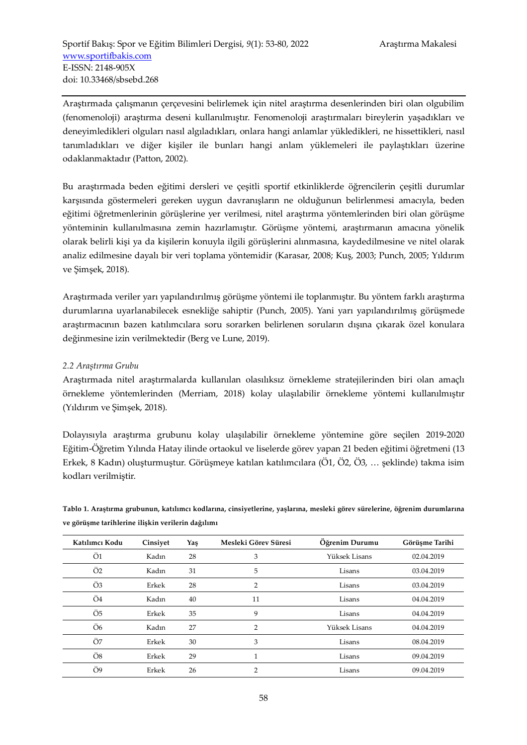Araştırmada çalışmanın çerçevesini belirlemek için nitel araştırma desenlerinden biri olan olgubilim (fenomenoloji) araştırma deseni kullanılmıştır. Fenomenoloji araştırmaları bireylerin yaşadıkları ve deneyimledikleri olguları nasıl algıladıkları, onlara hangi anlamlar yükledikleri, ne hissettikleri, nasıl tanımladıkları ve diğer kişiler ile bunları hangi anlam yüklemeleri ile paylaştıkları üzerine odaklanmaktadır (Patton, 2002).

Bu araştırmada beden eğitimi dersleri ve çeşitli sportif etkinliklerde öğrencilerin çeşitli durumlar karşısında göstermeleri gereken uygun davranışların ne olduğunun belirlenmesi amacıyla, beden eğitimi öğretmenlerinin görüşlerine yer verilmesi, nitel araştırma yöntemlerinden biri olan görüşme yönteminin kullanılmasına zemin hazırlamıştır. Görüşme yöntemi, araştırmanın amacına yönelik olarak belirli kişi ya da kişilerin konuyla ilgili görüşlerini alınmasına, kaydedilmesine ve nitel olarak analiz edilmesine dayalı bir veri toplama yöntemidir (Karasar, 2008; Kuş, 2003; Punch, 2005; Yıldırım ve Şimşek, 2018).

Araştırmada veriler yarı yapılandırılmış görüşme yöntemi ile toplanmıştır. Bu yöntem farklı araştırma durumlarına uyarlanabilecek esnekliğe sahiptir (Punch, 2005). Yani yarı yapılandırılmış görüşmede araştırmacının bazen katılımcılara soru sorarken belirlenen soruların dışına çıkarak özel konulara değinmesine izin verilmektedir (Berg ve Lune, 2019).

*2.2 Araştırma Grubu*

Araştırmada nitel araştırmalarda kullanılan olasılıksız örnekleme stratejilerinden biri olan amaçlı örnekleme yöntemlerinden (Merriam, 2018) kolay ulaşılabilir örnekleme yöntemi kullanılmıştır (Yıldırım ve Şimşek, 2018).

Dolayısıyla araştırma grubunu kolay ulaşılabilir örnekleme yöntemine göre seçilen 2019-2020 Eğitim-Öğretim Yılında Hatay ilinde ortaokul ve liselerde görev yapan 21 beden eğitimi öğretmeni (13 Erkek, 8 Kadın) oluşturmuştur. Görüşmeye katılan katılımcılara (Ö1, Ö2, Ö3, … şeklinde) takma isim kodları verilmiştir.

**Tablo 1. Araştırma grubunun, katılımcı kodlarına, cinsiyetlerine, yaşlarına, mesleki görev sürelerine, öğrenim durumlarına ve görüşme tarihlerine ilişkin verilerin dağılımı**

| Katılımcı Kodu | Cinsiyet | Yaş | Mesleki Görev Süresi | Öğrenim Durumu | Görüşme Tarihi |
|---|---|---|---|---|---|
| Ö1 | Kadın | 28 | 3 | Yüksek Lisans | 02.04.2019 |
| Ö2 | Kadın | 31 | 5 | Lisans | 03.04.2019 |
| Ö3 | Erkek | 28 | 2 | Lisans | 03.04.2019 |
| Ö4 | Kadın | 40 | 11 | Lisans | 04.04.2019 |
| Ö5 | Erkek | 35 | 9 | Lisans | 04.04.2019 |
| Ö6 | Kadın | 27 | 2 | Yüksek Lisans | 04.04.2019 |
| Ö7 | Erkek | 30 | 3 | Lisans | 08.04.2019 |
| Ö8 | Erkek | 29 | 1 | Lisans | 09.04.2019 |
| Ö9 | Erkek | 26 | 2 | Lisans | 09.04.2019 |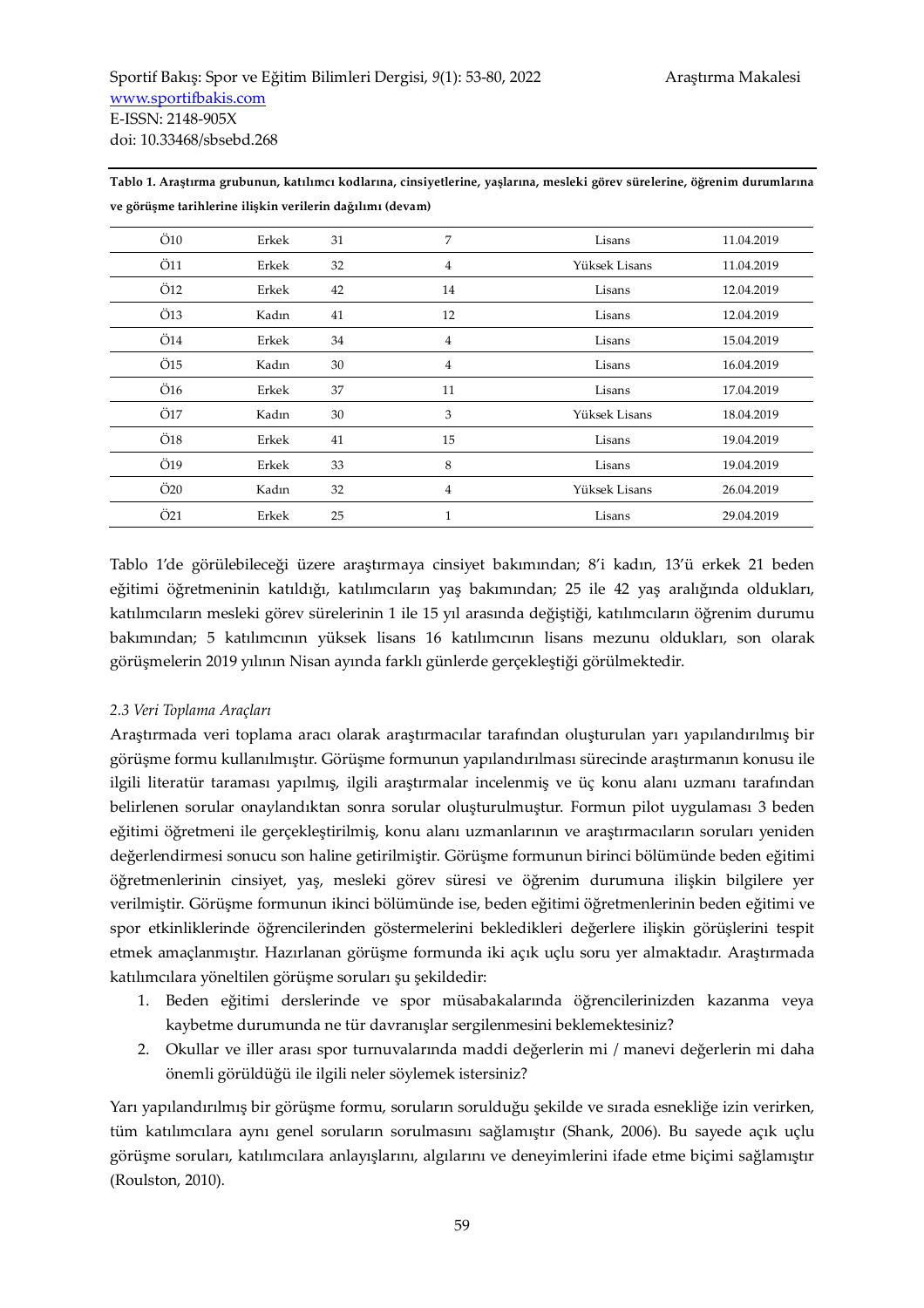**Tablo 1. Araştırma grubunun, katılımcı kodlarına, cinsiyetlerine, yaşlarına, mesleki görev sürelerine, öğrenim durumlarına ve görüşme tarihlerine ilişkin verilerin dağılımı (devam)**

| | | | | | |
|---|---|---|---|---|---|
| Ö10 | Erkek | 31 | 7 | Lisans | 11.04.2019 |
| Ö11 | Erkek | 32 | 4 | Yüksek Lisans | 11.04.2019 |
| Ö12 | Erkek | 42 | 14 | Lisans | 12.04.2019 |
| Ö13 | Kadın | 41 | 12 | Lisans | 12.04.2019 |
| Ö14 | Erkek | 34 | 4 | Lisans | 15.04.2019 |
| Ö15 | Kadın | 30 | 4 | Lisans | 16.04.2019 |
| Ö16 | Erkek | 37 | 11 | Lisans | 17.04.2019 |
| Ö17 | Kadın | 30 | 3 | Yüksek Lisans | 18.04.2019 |
| Ö18 | Erkek | 41 | 15 | Lisans | 19.04.2019 |
| Ö19 | Erkek | 33 | 8 | Lisans | 19.04.2019 |
| Ö20 | Kadın | 32 | 4 | Yüksek Lisans | 26.04.2019 |
| Ö21 | Erkek | 25 | 1 | Lisans | 29.04.2019 |

Tablo 1'de görülebileceği üzere araştırmaya cinsiyet bakımından; 8'i kadın, 13'ü erkek 21 beden eğitimi öğretmeninin katıldığı, katılımcıların yaş bakımından; 25 ile 42 yaş aralığında oldukları, katılımcıların mesleki görev sürelerinin 1 ile 15 yıl arasında değiştiği, katılımcıların öğrenim durumu bakımından; 5 katılımcının yüksek lisans 16 katılımcının lisans mezunu oldukları, son olarak görüşmelerin 2019 yılının Nisan ayında farklı günlerde gerçekleştiği görülmektedir.

### *2.3 Veri Toplama Araçları*

Araştırmada veri toplama aracı olarak araştırmacılar tarafından oluşturulan yarı yapılandırılmış bir görüşme formu kullanılmıştır. Görüşme formunun yapılandırılması sürecinde araştırmanın konusu ile ilgili literatür taraması yapılmış, ilgili araştırmalar incelenmiş ve üç konu alanı uzmanı tarafından belirlenen sorular onaylandıktan sonra sorular oluşturulmuştur. Formun pilot uygulaması 3 beden eğitimi öğretmeni ile gerçekleştirilmiş, konu alanı uzmanlarının ve araştırmacıların soruları yeniden değerlendirmesi sonucu son haline getirilmiştir. Görüşme formunun birinci bölümünde beden eğitimi öğretmenlerinin cinsiyet, yaş, mesleki görev süresi ve öğrenim durumuna ilişkin bilgilere yer verilmiştir. Görüşme formunun ikinci bölümünde ise, beden eğitimi öğretmenlerinin beden eğitimi ve spor etkinliklerinde öğrencilerinden göstermelerini bekledikleri değerlere ilişkin görüşlerini tespit etmek amaçlanmıştır. Hazırlanan görüşme formunda iki açık uçlu soru yer almaktadır. Araştırmada katılımcılara yöneltilen görüşme soruları şu şekildedir:

1. Beden eğitimi derslerinde ve spor müsabakalarında öğrencilerinizden kazanma veya kaybetme durumunda ne tür davranışlar sergilenmesini beklemektesiniz?
2. Okullar ve iller arası spor turnuvalarında maddi değerlerin mi / manevi değerlerin mi daha önemli görüldüğü ile ilgili neler söylemek istersiniz?

Yarı yapılandırılmış bir görüşme formu, soruların sorulduğu şekilde ve sırada esnekliğe izin verirken, tüm katılımcılara aynı genel soruların sorulmasını sağlamıştır (Shank, 2006). Bu sayede açık uçlu görüşme soruları, katılımcılara anlayışlarını, algılarını ve deneyimlerini ifade etme biçimi sağlamıştır (Roulston, 2010).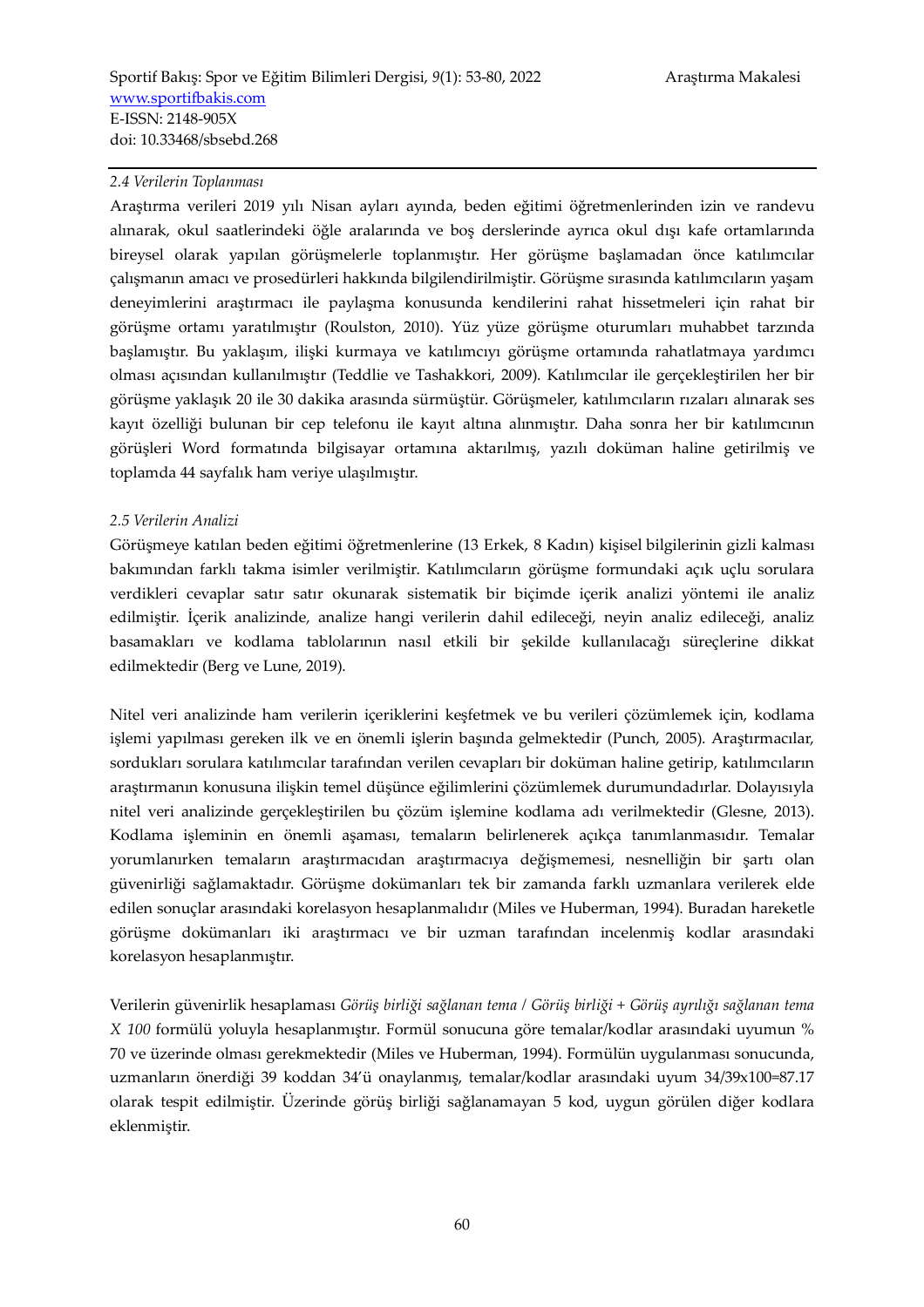*2.4 Verilerin Toplanması*

Araştırma verileri 2019 yılı Nisan ayları ayında, beden eğitimi öğretmenlerinden izin ve randevu alınarak, okul saatlerindeki öğle aralarında ve boş derslerinde ayrıca okul dışı kafe ortamlarında bireysel olarak yapılan görüşmelerle toplanmıştır. Her görüşme başlamadan önce katılımcılar çalışmanın amacı ve prosedürleri hakkında bilgilendirilmiştir. Görüşme sırasında katılımcıların yaşam deneyimlerini araştırmacı ile paylaşma konusunda kendilerini rahat hissetmeleri için rahat bir görüşme ortamı yaratılmıştır (Roulston, 2010). Yüz yüze görüşme oturumları muhabbet tarzında başlamıştır. Bu yaklaşım, ilişki kurmaya ve katılımcıyı görüşme ortamında rahatlatmaya yardımcı olması açısından kullanılmıştır (Teddlie ve Tashakkori, 2009). Katılımcılar ile gerçekleştirilen her bir görüşme yaklaşık 20 ile 30 dakika arasında sürmüştür. Görüşmeler, katılımcıların rızaları alınarak ses kayıt özelliği bulunan bir cep telefonu ile kayıt altına alınmıştır. Daha sonra her bir katılımcının görüşleri Word formatında bilgisayar ortamına aktarılmış, yazılı doküman haline getirilmiş ve toplamda 44 sayfalık ham veriye ulaşılmıştır.

*2.5 Verilerin Analizi*

Görüşmeye katılan beden eğitimi öğretmenlerine (13 Erkek, 8 Kadın) kişisel bilgilerinin gizli kalması bakımından farklı takma isimler verilmiştir. Katılımcıların görüşme formundaki açık uçlu sorulara verdikleri cevaplar satır satır okunarak sistematik bir biçimde içerik analizi yöntemi ile analiz edilmiştir. İçerik analizinde, analize hangi verilerin dahil edileceği, neyin analiz edileceği, analiz basamakları ve kodlama tablolarının nasıl etkili bir şekilde kullanılacağı süreçlerine dikkat edilmektedir (Berg ve Lune, 2019).

Nitel veri analizinde ham verilerin içeriklerini keşfetmek ve bu verileri çözümlemek için, kodlama işlemi yapılması gereken ilk ve en önemli işlerin başında gelmektedir (Punch, 2005). Araştırmacılar, sordukları sorulara katılımcılar tarafından verilen cevapları bir doküman haline getirip, katılımcıların araştırmanın konusuna ilişkin temel düşünce eğilimlerini çözümlemek durumundadırlar. Dolayısıyla nitel veri analizinde gerçekleştirilen bu çözüm işlemine kodlama adı verilmektedir (Glesne, 2013). Kodlama işleminin en önemli aşaması, temaların belirlenerek açıkça tanımlanmasıdır. Temalar yorumlanırken temaların araştırmacıdan araştırmacıya değişmemesi, nesnelliğin bir şartı olan güvenirliği sağlamaktadır. Görüşme dokümanları tek bir zamanda farklı uzmanlara verilerek elde edilen sonuçlar arasındaki korelasyon hesaplanmalıdır (Miles ve Huberman, 1994). Buradan hareketle görüşme dokümanları iki araştırmacı ve bir uzman tarafından incelenmiş kodlar arasındaki korelasyon hesaplanmıştır.

Verilerin güvenirlik hesaplaması *Görüş birliği sağlanan tema / Görüş birliği + Görüş ayrılığı sağlanan tema X 100* formülü yoluyla hesaplanmıştır. Formül sonucuna göre temalar/kodlar arasındaki uyumun % 70 ve üzerinde olması gerekmektedir (Miles ve Huberman, 1994). Formülün uygulanması sonucunda, uzmanların önerdiği 39 koddan 34'ü onaylanmış, temalar/kodlar arasındaki uyum 34/39x100=87.17 olarak tespit edilmiştir. Üzerinde görüş birliği sağlanamayan 5 kod, uygun görülen diğer kodlara eklenmiştir.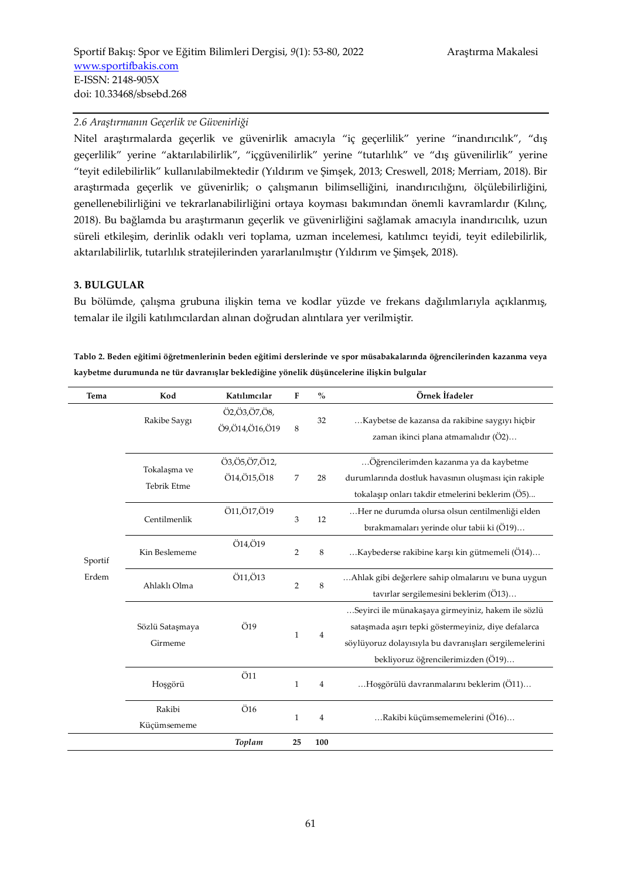*2.6 Araştırmanın Geçerlik ve Güvenirliği*

Nitel araştırmalarda geçerlik ve güvenirlik amacıyla "iç geçerlilik" yerine "inandırıcılık", "dış geçerlilik" yerine "aktarılabilirlik", "içgüvenilirlik" yerine "tutarlılık" ve "dış güvenilirlik" yerine "teyit edilebilirlik" kullanılabilmektedir (Yıldırım ve Şimşek, 2013; Creswell, 2018; Merriam, 2018). Bir araştırmada geçerlik ve güvenirlik; o çalışmanın bilimselliğini, inandırıcılığını, ölçülebilirliğini, genellenebilirliğini ve tekrarlanabilirliğini ortaya koyması bakımından önemli kavramlardır (Kılınç, 2018). Bu bağlamda bu araştırmanın geçerlik ve güvenirliğini sağlamak amacıyla inandırıcılık, uzun süreli etkileşim, derinlik odaklı veri toplama, uzman incelemesi, katılımcı teyidi, teyit edilebilirlik, aktarılabilirlik, tutarlılık stratejilerinden yararlanılmıştır (Yıldırım ve Şimşek, 2018).

## 3. BULGULAR

Bu bölümde, çalışma grubuna ilişkin tema ve kodlar yüzde ve frekans dağılımlarıyla açıklanmış, temalar ile ilgili katılımcılardan alınan doğrudan alıntılara yer verilmiştir.

**Tablo 2. Beden eğitimi öğretmenlerinin beden eğitimi derslerinde ve spor müsabakalarında öğrencilerinden kazanma veya kaybetme durumunda ne tür davranışlar beklediğine yönelik düşüncelerine ilişkin bulgular**

| Tema | Kod | Katılımcılar | F | % | Örnek İfadeler |
|---|---|---|---|---|---|
| Sportif Erdem | Rakibe Saygı | Ö2,Ö3,Ö7,Ö8, Ö9,Ö14,Ö16,Ö19 | 8 | 32 | …Kaybetse de kazansa da rakibine saygıyı hiçbir zaman ikinci plana atmamalıdır (Ö2)… |
| | Tokalaşma ve Tebrik Etme | Ö3,Ö5,Ö7,Ö12, Ö14,Ö15,Ö18 | 7 | 28 | …Öğrencilerimden kazanma ya da kaybetme durumlarında dostluk havasının oluşması için rakiple tokalaşıp onları takdir etmelerini beklerim (Ö5)... |
| | Centilmenlik | Ö11,Ö17,Ö19 | 3 | 12 | …Her ne durumda olursa olsun centilmenliği elden bırakmamaları yerinde olur tabii ki (Ö19)… |
| | Kin Beslememe | Ö14,Ö19 | 2 | 8 | …Kaybederse rakibine karşı kin gütmemeli (Ö14)… |
| | Ahlaklı Olma | Ö11,Ö13 | 2 | 8 | …Ahlak gibi değerlere sahip olmalarını ve buna uygun tavırlar sergilemesini beklerim (Ö13)… |
| | Sözlü Sataşmaya Girmeme | Ö19 | 1 | 4 | …Seyirci ile münakaşaya girmeyiniz, hakem ile sözlü sataşmada aşırı tepki göstermeyiniz, diye defalarca söylüyoruz dolayısıyla bu davranışları sergilemelerini bekliyoruz öğrencilerimizden (Ö19)… |
| | Hoşgörü | Ö11 | 1 | 4 | …Hoşgörülü davranmalarını beklerim (Ö11)… |
| | Rakibi Küçümsememe | Ö16 | 1 | 4 | …Rakibi küçümsemememelerini (Ö16)… |
| | | *Toplam* | **25** | **100** | |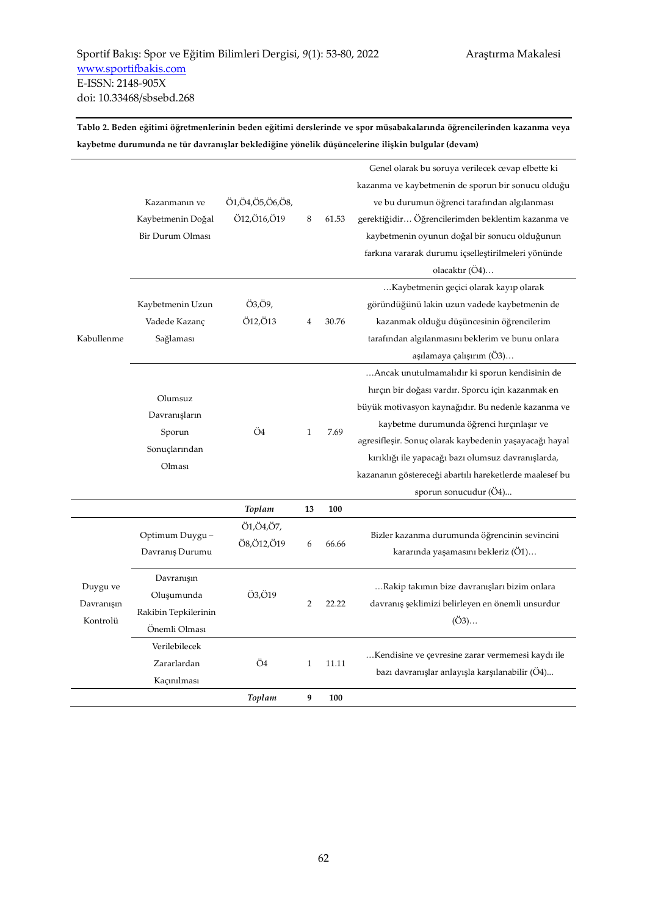**Tablo 2. Beden eğitimi öğretmenlerinin beden eğitimi derslerinde ve spor müsabakalarında öğrencilerinden kazanma veya kaybetme durumunda ne tür davranışlar beklediğine yönelik düşüncelerine ilişkin bulgular (devam)**

| | | | | | |
|---|---|---|---|---|---|
| Kabullenme | Kazanmanın ve Kaybetmenin Doğal Bir Durum Olması | Ö1,Ö4,Ö5,Ö6,Ö8, Ö12,Ö16,Ö19 | 8 | 61.53 | Genel olarak bu soruya verilecek cevap elbette ki kazanma ve kaybetmenin de sporun bir sonucu olduğu ve bu durumun öğrenci tarafından algılanması gerektiğidir… Öğrencilerimden beklentim kazanma ve kaybetmenin oyunun doğal bir sonucu olduğunun farkına vararak durumu içselleştirilmeleri yönünde olacaktır (Ö4)… |
| | Kaybetmenin Uzun Vadede Kazanç Sağlaması | Ö3,Ö9, Ö12,Ö13 | 4 | 30.76 | …Kaybetmenin geçici olarak kayıp olarak göründüğünü lakin uzun vadede kaybetmenin de kazanmak olduğu düşüncesinin öğrencilerim tarafından algılanmasını beklerim ve bunu onlara aşılamaya çalışırım (Ö3)… |
| | Olumsuz Davranışların Sporun Sonuçlarından Olması | Ö4 | 1 | 7.69 | …Ancak unutulmamalıdır ki sporun kendisinin de hırçın bir doğası vardır. Sporcu için kazanmak en büyük motivasyon kaynağıdır. Bu nedenle kazanma ve kaybetme durumunda öğrenci hırçınlaşır ve agresifleşir. Sonuç olarak kaybedenin yaşayacağı hayal kırıklığı ile yapacağı bazı olumsuz davranışlarda, kazananın göstereceği abartılı hareketlerde maalesef bu sporun sonucudur (Ö4)... |
| | | ***Toplam*** | **13** | **100** | |
| Duygu ve Davranışın Kontrolü | Optimum Duygu – Davranış Durumu | Ö1,Ö4,Ö7, Ö8,Ö12,Ö19 | 6 | 66.66 | Bizler kazanma durumunda öğrencinin sevincini kararında yaşamasını bekleriz (Ö1)… |
| | Davranışın Oluşumunda Rakibin Tepkilerinin Önemli Olması | Ö3,Ö19 | 2 | 22.22 | …Rakip takımın bize davranışları bizim onlara davranış şeklimizi belirleyen en önemli unsurdur (Ö3)… |
| | Verilebilecek Zararlardan Kaçınılması | Ö4 | 1 | 11.11 | …Kendisine ve çevresine zarar vermemesi kaydı ile bazı davranışlar anlayışla karşılanabilir (Ö4)... |
| | | ***Toplam*** | **9** | **100** | |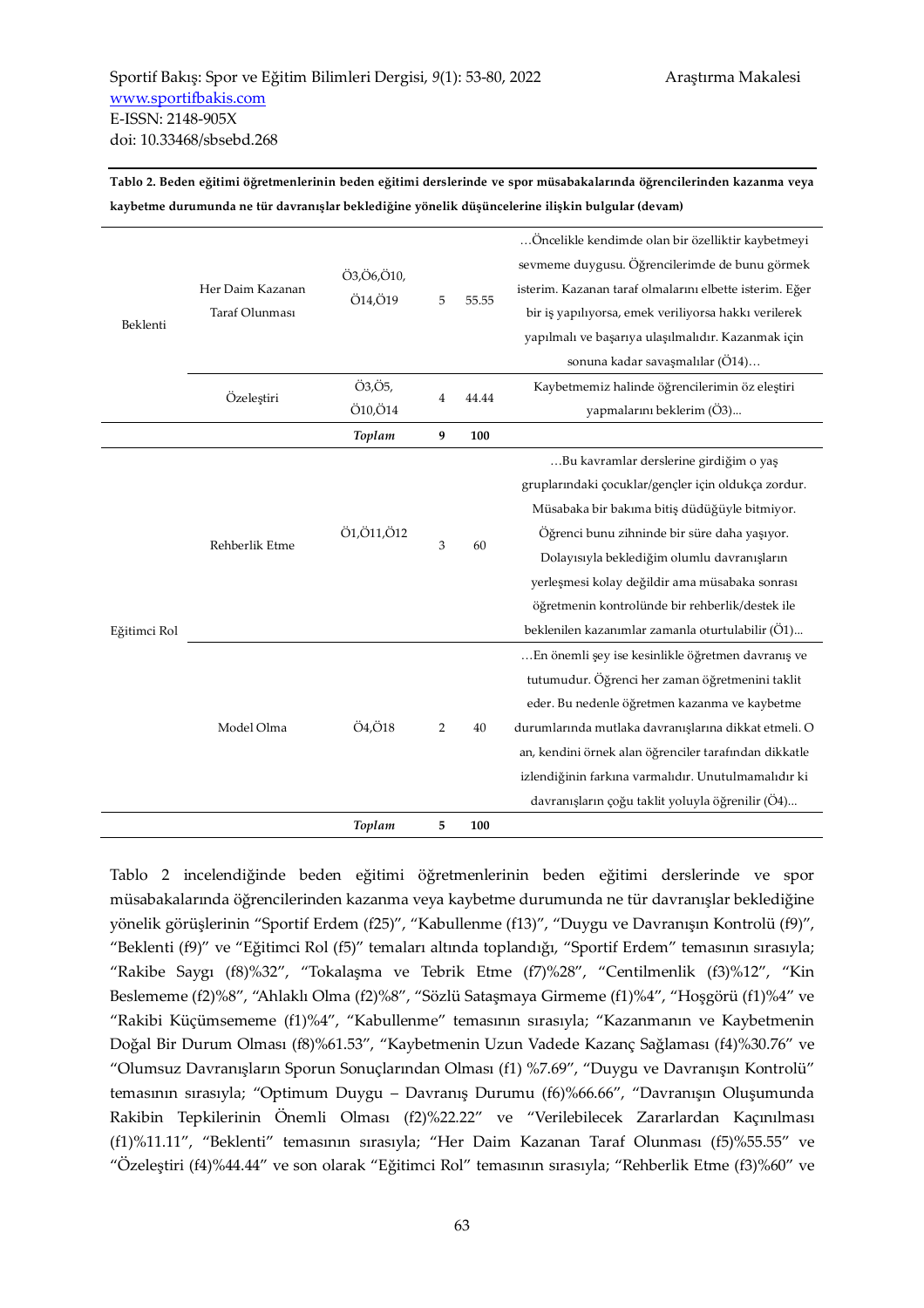**Tablo 2. Beden eğitimi öğretmenlerinin beden eğitimi derslerinde ve spor müsabakalarında öğrencilerinden kazanma veya kaybetme durumunda ne tür davranışlar beklediğine yönelik düşüncelerine ilişkin bulgular (devam)**

| | | | | | |
|---|---|---|---|---|---|
| Beklenti | Her Daim Kazanan Taraf Olunması | Ö3,Ö6,Ö10, Ö14,Ö19 | 5 | 55.55 | …Öncelikle kendimde olan bir özelliktir kaybetmeyi sevmeme duygusu. Öğrencilerimde de bunu görmek isterim. Kazanan taraf olmalarını elbette isterim. Eğer bir iş yapılıyorsa, emek veriliyorsa hakkı verilerek yapılmalı ve başarıya ulaşılmalıdır. Kazanmak için sonuna kadar savaşmalılar (Ö14)… |
| | Özeleştiri | Ö3,Ö5, Ö10,Ö14 | 4 | 44.44 | Kaybetmemiz halinde öğrencilerimin öz eleştiri yapmalarını beklerim (Ö3)... |
| | | *Toplam* | **9** | **100** | |
| Eğitimci Rol | Rehberlik Etme | Ö1,Ö11,Ö12 | 3 | 60 | …Bu kavramlar derslerine girdiğim o yaş gruplarındaki çocuklar/gençler için oldukça zordur. Müsabaka bir bakıma bitiş düdüğüyle bitmiyor. Öğrenci bunu zihninde bir süre daha yaşıyor. Dolayısıyla beklediğim olumlu davranışların yerleşmesi kolay değildir ama müsabaka sonrası öğretmenin kontrolünde bir rehberlik/destek ile beklenilen kazanımlar zamanla oturtulabilir (Ö1)... |
| | Model Olma | Ö4,Ö18 | 2 | 40 | …En önemli şey ise kesinlikle öğretmen davranış ve tutumudur. Öğrenci her zaman öğretmenini taklit eder. Bu nedenle öğretmen kazanma ve kaybetme durumlarında mutlaka davranışlarına dikkat etmeli. O an, kendini örnek alan öğrenciler tarafından dikkatle izlendiğinin farkına varmalıdır. Unutulmamalıdır ki davranışların çoğu taklit yoluyla öğrenilir (Ö4)... |
| | | *Toplam* | **5** | **100** | |

Tablo 2 incelendiğinde beden eğitimi öğretmenlerinin beden eğitimi derslerinde ve spor müsabakalarında öğrencilerinden kazanma veya kaybetme durumunda ne tür davranışlar beklediğine yönelik görüşlerinin "Sportif Erdem (f25)", "Kabullenme (f13)", "Duygu ve Davranışın Kontrolü (f9)", "Beklenti (f9)" ve "Eğitimci Rol (f5)" temaları altında toplandığı, "Sportif Erdem" temasının sırasıyla; "Rakibe Saygı (f8)%32", "Tokalaşma ve Tebrik Etme (f7)%28", "Centilmenlik (f3)%12", "Kin Beslememe (f2)%8", "Ahlaklı Olma (f2)%8", "Sözlü Sataşmaya Girmeme (f1)%4", "Hoşgörü (f1)%4" ve "Rakibi Küçümsememe (f1)%4", "Kabullenme" temasının sırasıyla; "Kazanmanın ve Kaybetmenin Doğal Bir Durum Olması (f8)%61.53", "Kaybetmenin Uzun Vadede Kazanç Sağlaması (f4)%30.76" ve "Olumsuz Davranışların Sporun Sonuçlarından Olması (f1) %7.69", "Duygu ve Davranışın Kontrolü" temasının sırasıyla; "Optimum Duygu – Davranış Durumu (f6)%66.66", "Davranışın Oluşumunda Rakibin Tepkilerinin Önemli Olması (f2)%22.22" ve "Verilebilecek Zararlardan Kaçınılması (f1)%11.11", "Beklenti" temasının sırasıyla; "Her Daim Kazanan Taraf Olunması (f5)%55.55" ve "Özeleştiri (f4)%44.44" ve son olarak "Eğitimci Rol" temasının sırasıyla; "Rehberlik Etme (f3)%60" ve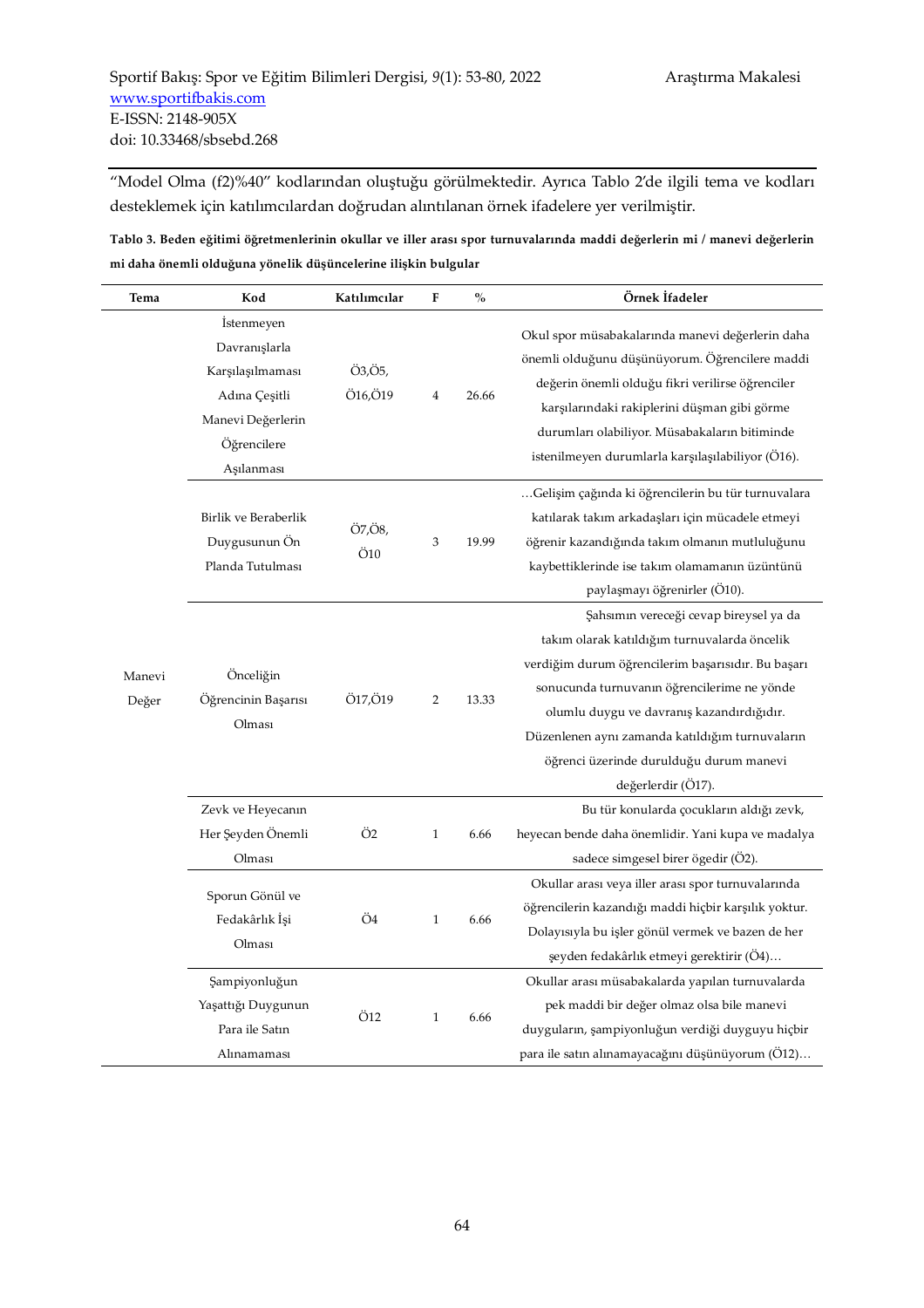"Model Olma (f2)%40" kodlarından oluştuğu görülmektedir. Ayrıca Tablo 2'de ilgili tema ve kodları desteklemek için katılımcılardan doğrudan alıntılanan örnek ifadelere yer verilmiştir.

**Tablo 3. Beden eğitimi öğretmenlerinin okullar ve iller arası spor turnuvalarında maddi değerlerin mi / manevi değerlerin mi daha önemli olduğuna yönelik düşüncelerine ilişkin bulgular**

| Tema | Kod | Katılımcılar | F | % | Örnek İfadeler |
|---|---|---|---|---|---|
| Manevi Değer | İstenmeyen Davranışlarla Karşılaşılmaması Adına Çeşitli Manevi Değerlerin Öğrencilere Aşılanması | Ö3,Ö5, Ö16,Ö19 | 4 | 26.66 | Okul spor müsabakalarında manevi değerlerin daha önemli olduğunu düşünüyorum. Öğrencilere maddi değerin önemli olduğu fikri verilirse öğrenciler karşılarındaki rakiplerini düşman gibi görme durumları olabiliyor. Müsabakaların bitiminde istenilmeyen durumlarla karşılaşılabiliyor (Ö16). |
| | Birlik ve Beraberlik Duygusunun Ön Planda Tutulması | Ö7,Ö8, Ö10 | 3 | 19.99 | …Gelişim çağında ki öğrencilerin bu tür turnuvalara katılarak takım arkadaşları için mücadele etmeyi öğrenir kazandığında takım olmanın mutluluğunu kaybettiklerinde ise takım olamamanın üzüntünü paylaşmayı öğrenirler (Ö10). |
| | Önceliğin Öğrencinin Başarısı Olması | Ö17,Ö19 | 2 | 13.33 | Şahsımın vereceği cevap bireysel ya da takım olarak katıldığım turnuvalarda öncelik verdiğim durum öğrencilerim başarısıdır. Bu başarı sonucunda turnuvanın öğrencilerime ne yönde olumlu duygu ve davranış kazandırdığıdır. Düzenlenen aynı zamanda katıldığım turnuvaların öğrenci üzerinde durulduğu durum manevi değerlerdir (Ö17). |
| | Zevk ve Heyecanın Her Şeyden Önemli Olması | Ö2 | 1 | 6.66 | Bu tür konularda çocukların aldığı zevk, heyecan bende daha önemlidir. Yani kupa ve madalya sadece simgesel birer ögedir (Ö2). |
| | Sporun Gönül ve Fedakârlık İşi Olması | Ö4 | 1 | 6.66 | Okullar arası veya iller arası spor turnuvalarında öğrencilerin kazandığı maddi hiçbir karşılık yoktur. Dolayısıyla bu işler gönül vermek ve bazen de her şeyden fedakârlık etmeyi gerektirir (Ö4)… |
| | Şampiyonluğun Yaşattığı Duygunun Para ile Satın Alınamaması | Ö12 | 1 | 6.66 | Okullar arası müsabakalarda yapılan turnuvalarda pek maddi bir değer olmaz olsa bile manevi duyguların, şampiyonluğun verdiği duyguyu hiçbir para ile satın alınamayacağını düşünüyorum (Ö12)… |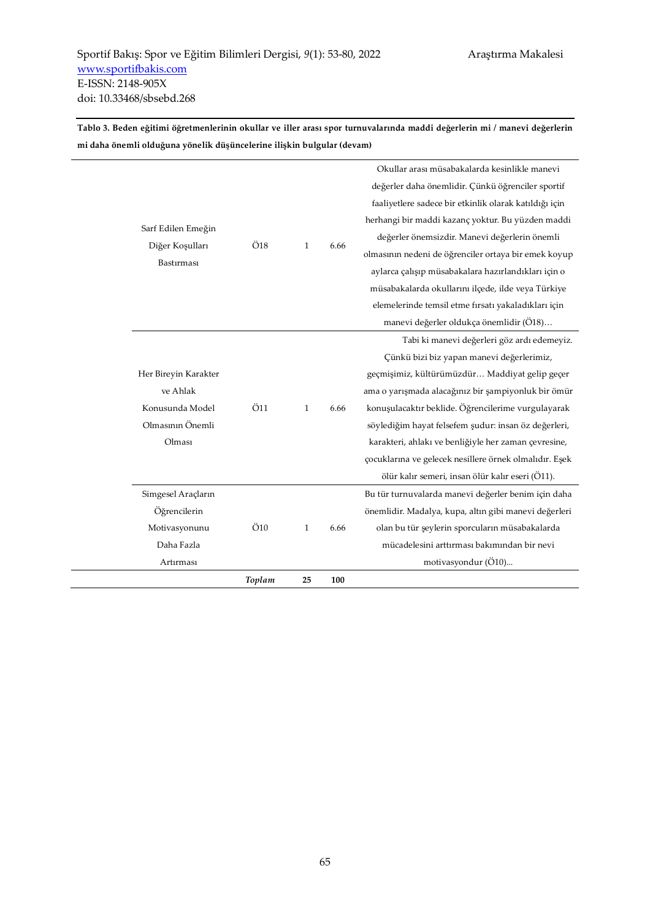**Tablo 3. Beden eğitimi öğretmenlerinin okullar ve iller arası spor turnuvalarında maddi değerlerin mi / manevi değerlerin mi daha önemli olduğuna yönelik düşüncelerine ilişkin bulgular (devam)**

| | | | | |
|---|---|---|---|---|
| Sarf Edilen Emeğin Diğer Koşulları Bastırması | Ö18 | 1 | 6.66 | Okullar arası müsabakalarda kesinlikle manevi değerler daha önemlidir. Çünkü öğrenciler sportif faaliyetlere sadece bir etkinlik olarak katıldığı için herhangi bir maddi kazanç yoktur. Bu yüzden maddi değerler önemsizdir. Manevi değerlerin önemli olmasının nedeni de öğrenciler ortaya bir emek koyup aylarca çalışıp müsabakalara hazırlandıkları için o müsabakalarda okullarını ilçede, ilde veya Türkiye elemelerinde temsil etme fırsatı yakaladıkları için manevi değerler oldukça önemlidir (Ö18)… |
| Her Bireyin Karakter ve Ahlak Konusunda Model Olmasının Önemli Olması | Ö11 | 1 | 6.66 | Tabi ki manevi değerleri göz ardı edemeyiz. Çünkü bizi biz yapan manevi değerlerimiz, geçmişimiz, kültürümüzdür… Maddiyat gelip geçer ama o yarışmada alacağınız bir şampiyonluk bir ömür konuşulacaktır beklide. Öğrencilerime vurgulayarak söylediğim hayat felsefem şudur: insan öz değerleri, karakteri, ahlakı ve benliğiyle her zaman çevresine, çocuklarına ve gelecek nesillere örnek olmalıdır. Eşek ölür kalır semeri, insan ölür kalır eseri (Ö11). |
| Simgesel Araçların Öğrencilerin Motivasyonunu Daha Fazla Artırması | Ö10 | 1 | 6.66 | Bu tür turnuvalarda manevi değerler benim için daha önemlidir. Madalya, kupa, altın gibi manevi değerleri olan bu tür şeylerin sporcuların müsabakalarda mücadelesini arttırması bakımından bir nevi motivasyondur (Ö10)... |
| | ***Toplam*** | **25** | **100** | |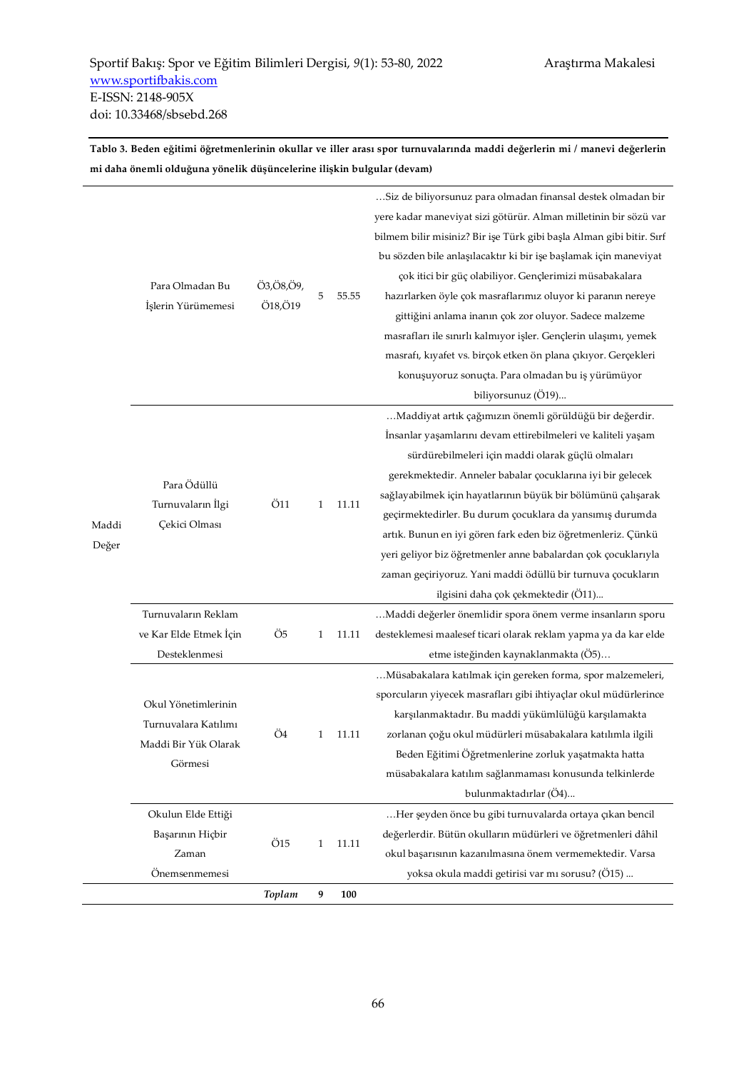**Tablo 3. Beden eğitimi öğretmenlerinin okullar ve iller arası spor turnuvalarında maddi değerlerin mi / manevi değerlerin mi daha önemli olduğuna yönelik düşüncelerine ilişkin bulgular (devam)**

| | | | | | |
|---|---|---|---|---|---|
| Maddi Değer | Para Olmadan Bu İşlerin Yürümemesi | Ö3,Ö8,Ö9, Ö18,Ö19 | 5 | 55.55 | …Siz de biliyorsunuz para olmadan finansal destek olmadan bir yere kadar maneviyat sizi götürür. Alman milletinin bir sözü var bilmem bilir misiniz? Bir işe Türk gibi başla Alman gibi bitir. Sırf bu sözden bile anlaşılacaktır ki bir işe başlamak için maneviyat çok itici bir güç olabiliyor. Gençlerimizi müsabakalara hazırlarken öyle çok masraflarımız oluyor ki paranın nereye gittiğini anlama inanın çok zor oluyor. Sadece malzeme masrafları ile sınırlı kalmıyor işler. Gençlerin ulaşımı, yemek masrafı, kıyafet vs. birçok etken ön plana çıkıyor. Gerçekleri konuşuyoruz sonuçta. Para olmadan bu iş yürümüyor biliyorsunuz (Ö19)… |
| | Para Ödüllü Turnuvaların İlgi Çekici Olması | Ö11 | 1 | 11.11 | …Maddiyat artık çağımızın önemli görüldüğü bir değerdir. İnsanlar yaşamlarını devam ettirebilmeleri ve kaliteli yaşam sürdürebilmeleri için maddi olarak güçlü olmaları gerekmektedir. Anneler babalar çocuklarına iyi bir gelecek sağlayabilmek için hayatlarının büyük bir bölümünü çalışarak geçirmektedirler. Bu durum çocuklara da yansımış durumda artık. Bunun en iyi gören fark eden biz öğretmenleriz. Çünkü yeri geliyor biz öğretmenler anne babalardan çok çocuklarıyla zaman geçiriyoruz. Yani maddi ödüllü bir turnuva çocukların ilgisini daha çok çekmektedir (Ö11)… |
| | Turnuvaların Reklam ve Kar Elde Etmek İçin Desteklenmesi | Ö5 | 1 | 11.11 | …Maddi değerler önemlidir spora önem verme insanların sporu desteklemesi maalesef ticari olarak reklam yapma ya da kar elde etme isteğinden kaynaklanmakta (Ö5)… |
| | Okul Yönetimlerinin Turnuvalara Katılımı Maddi Bir Yük Olarak Görmesi | Ö4 | 1 | 11.11 | …Müsabakalara katılmak için gereken forma, spor malzemeleri, sporcuların yiyecek masrafları gibi ihtiyaçlar okul müdürlerince karşılanmaktadır. Bu maddi yükümlülüğü karşılamakta zorlanan çoğu okul müdürleri müsabakalara katılımla ilgili Beden Eğitimi Öğretmenlerine zorluk yaşatmakta hatta müsabakalara katılım sağlanmaması konusunda telkinlerde bulunmaktadırlar (Ö4)… |
| | Okulun Elde Ettiği Başarının Hiçbir Zaman Önemsenmemesi | Ö15 | 1 | 11.11 | …Her şeyden önce bu gibi turnuvalarda ortaya çıkan bencil değerlerdir. Bütün okulların müdürleri ve öğretmenleri dâhil okul başarısının kazanılmasına önem vermemektedir. Varsa yoksa okula maddi getirisi var mı sorusu? (Ö15) … |
| | | ***Toplam*** | **9** | **100** | |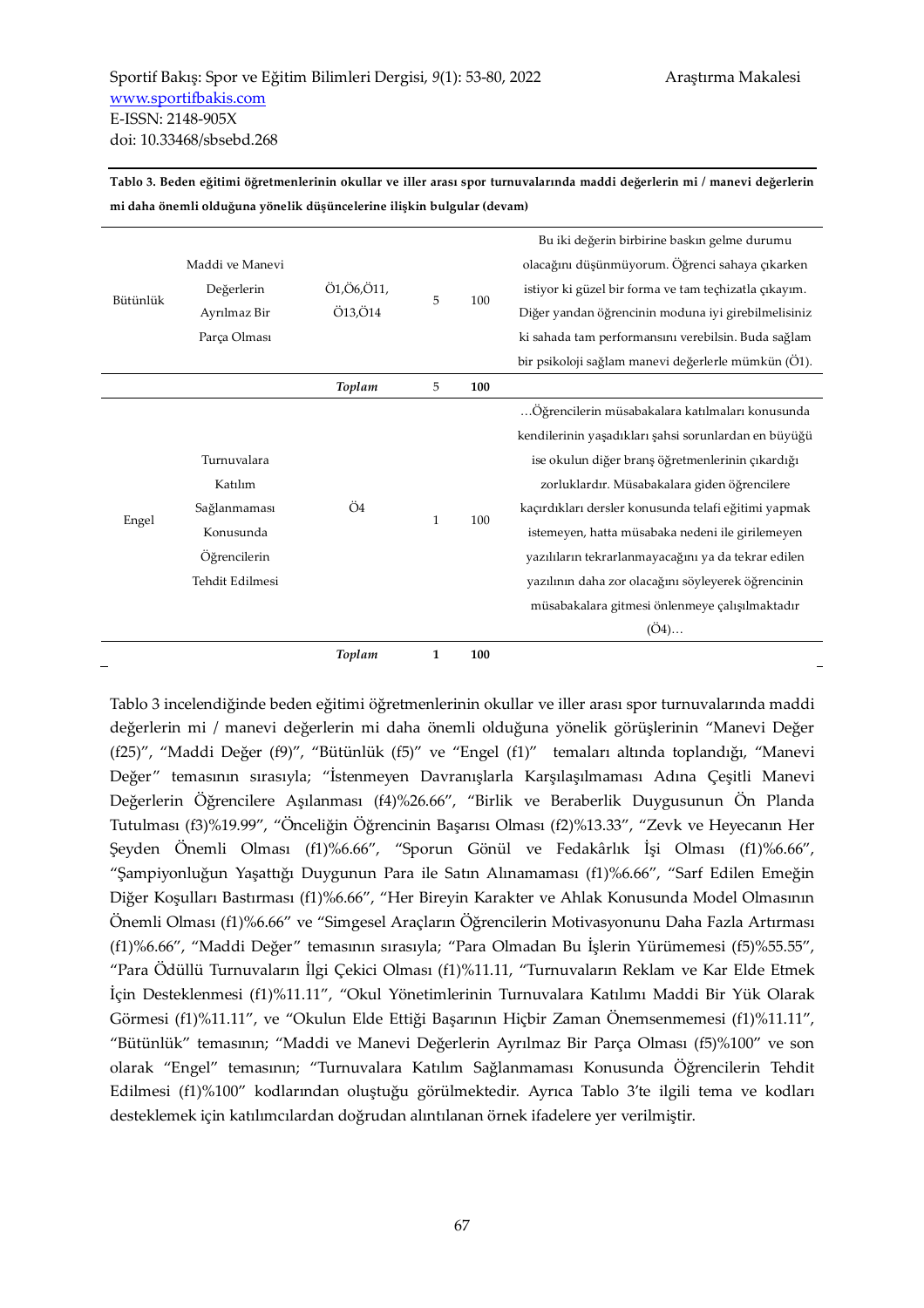**Tablo 3. Beden eğitimi öğretmenlerinin okullar ve iller arası spor turnuvalarında maddi değerlerin mi / manevi değerlerin mi daha önemli olduğuna yönelik düşüncelerine ilişkin bulgular (devam)**

| | | | | | |
|---|---|---|---|---|---|
| Bütünlük | Maddi ve Manevi Değerlerin Ayrılmaz Bir Parça Olması | Ö1,Ö6,Ö11, Ö13,Ö14 | 5 | 100 | Bu iki değerin birbirine baskın gelme durumu olacağını düşünmüyorum. Öğrenci sahaya çıkarken istiyor ki güzel bir forma ve tam teçhizatla çıkayım. Diğer yandan öğrencinin moduna iyi girebilmelisiniz ki sahada tam performansını verebilsin. Buda sağlam bir psikoloji sağlam manevi değerlerle mümkün (Ö1). |
| | | *Toplam* | 5 | **100** | |
| Engel | Turnuvalara Katılım Sağlanmaması Konusunda Öğrencilerin Tehdit Edilmesi | Ö4 | 1 | 100 | …Öğrencilerin müsabakalara katılmaları konusunda kendilerinin yaşadıkları şahsi sorunlardan en büyüğü ise okulun diğer branş öğretmenlerinin çıkardığı zorluklardır. Müsabakalara giden öğrencilere kaçırdıkları dersler konusunda telafi eğitimi yapmak istemeyen, hatta müsabaka nedeni ile girilemeyen yazılıların tekrarlanmayacağını ya da tekrar edilen yazılının daha zor olacağını söyleyerek öğrencinin müsabakalara gitmesi önlenmeye çalışılmaktadır (Ö4)… |
| | | *Toplam* | **1** | **100** | |

Tablo 3 incelendiğinde beden eğitimi öğretmenlerinin okullar ve iller arası spor turnuvalarında maddi değerlerin mi / manevi değerlerin mi daha önemli olduğuna yönelik görüşlerinin "Manevi Değer (f25)", "Maddi Değer (f9)", "Bütünlük (f5)" ve "Engel (f1)" temaları altında toplandığı, "Manevi Değer" temasının sırasıyla; "İstenmeyen Davranışlarla Karşılaşılmaması Adına Çeşitli Manevi Değerlerin Öğrencilere Aşılanması (f4)%26.66", "Birlik ve Beraberlik Duygusunun Ön Planda Tutulması (f3)%19.99", "Önceliğin Öğrencinin Başarısı Olması (f2)%13.33", "Zevk ve Heyecanın Her Şeyden Önemli Olması (f1)%6.66", "Sporun Gönül ve Fedakârlık İşi Olması (f1)%6.66", "Şampiyonluğun Yaşattığı Duygunun Para ile Satın Alınamaması (f1)%6.66", "Sarf Edilen Emeğin Diğer Koşulları Bastırması (f1)%6.66", "Her Bireyin Karakter ve Ahlak Konusunda Model Olmasının Önemli Olması (f1)%6.66" ve "Simgesel Araçların Öğrencilerin Motivasyonunu Daha Fazla Artırması (f1)%6.66", "Maddi Değer" temasının sırasıyla; "Para Olmadan Bu İşlerin Yürümemesi (f5)%55.55", "Para Ödüllü Turnuvaların İlgi Çekici Olması (f1)%11.11, "Turnuvaların Reklam ve Kar Elde Etmek İçin Desteklenmesi (f1)%11.11", "Okul Yönetimlerinin Turnuvalara Katılımı Maddi Bir Yük Olarak Görmesi (f1)%11.11", ve "Okulun Elde Ettiği Başarının Hiçbir Zaman Önemsenmemesi (f1)%11.11", "Bütünlük" temasının; "Maddi ve Manevi Değerlerin Ayrılmaz Bir Parça Olması (f5)%100" ve son olarak "Engel" temasının; "Turnuvalara Katılım Sağlanmaması Konusunda Öğrencilerin Tehdit Edilmesi (f1)%100" kodlarından oluştuğu görülmektedir. Ayrıca Tablo 3'te ilgili tema ve kodları desteklemek için katılımcılardan doğrudan alıntılanan örnek ifadelere yer verilmiştir.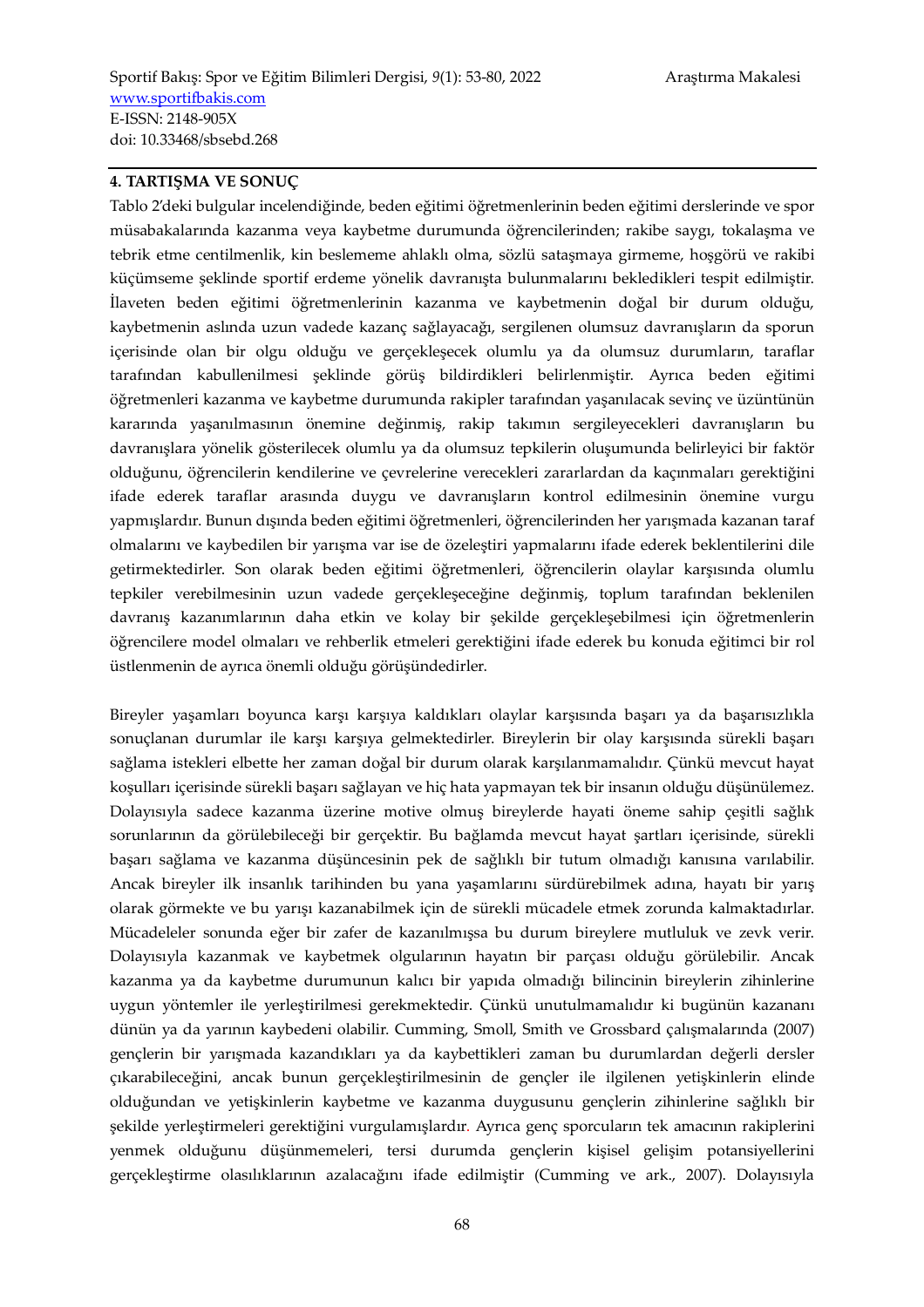## 4. TARTIŞMA VE SONUÇ

Tablo 2'deki bulgular incelendiğinde, beden eğitimi öğretmenlerinin beden eğitimi derslerinde ve spor müsabakalarında kazanma veya kaybetme durumunda öğrencilerinden; rakibe saygı, tokalaşma ve tebrik etme centilmenlik, kin beslememe ahlaklı olma, sözlü sataşmaya girmeme, hoşgörü ve rakibi küçümseme şeklinde sportif erdeme yönelik davranışta bulunmalarını bekledikleri tespit edilmiştir. İlaveten beden eğitimi öğretmenlerinin kazanma ve kaybetmenin doğal bir durum olduğu, kaybetmenin aslında uzun vadede kazanç sağlayacağı, sergilenen olumsuz davranışların da sporun içerisinde olan bir olgu olduğu ve gerçekleşecek olumlu ya da olumsuz durumların, taraflar tarafından kabullenilmesi şeklinde görüş bildirdikleri belirlenmiştir. Ayrıca beden eğitimi öğretmenleri kazanma ve kaybetme durumunda rakipler tarafından yaşanılacak sevinç ve üzüntünün kararında yaşanılmasının önemine değinmiş, rakip takımın sergileyecekleri davranışların bu davranışlara yönelik gösterilecek olumlu ya da olumsuz tepkilerin oluşumunda belirleyici bir faktör olduğunu, öğrencilerin kendilerine ve çevrelerine verecekleri zararlardan da kaçınmaları gerektiğini ifade ederek taraflar arasında duygu ve davranışların kontrol edilmesinin önemine vurgu yapmışlardır. Bunun dışında beden eğitimi öğretmenleri, öğrencilerinden her yarışmada kazanan taraf olmalarını ve kaybedilen bir yarışma var ise de özeleştiri yapmalarını ifade ederek beklentilerini dile getirmektedirler. Son olarak beden eğitimi öğretmenleri, öğrencilerin olaylar karşısında olumlu tepkiler verebilmesinin uzun vadede gerçekleşeceğine değinmiş, toplum tarafından beklenilen davranış kazanımlarının daha etkin ve kolay bir şekilde gerçekleşebilmesi için öğretmenlerin öğrencilere model olmaları ve rehberlik etmeleri gerektiğini ifade ederek bu konuda eğitimci bir rol üstlenmenin de ayrıca önemli olduğu görüşündedirler.

Bireyler yaşamları boyunca karşı karşıya kaldıkları olaylar karşısında başarı ya da başarısızlıkla sonuçlanan durumlar ile karşı karşıya gelmektedirler. Bireylerin bir olay karşısında sürekli başarı sağlama istekleri elbette her zaman doğal bir durum olarak karşılanmamalıdır. Çünkü mevcut hayat koşulları içerisinde sürekli başarı sağlayan ve hiç hata yapmayan tek bir insanın olduğu düşünülemez. Dolayısıyla sadece kazanma üzerine motive olmuş bireylerde hayati öneme sahip çeşitli sağlık sorunlarının da görülebileceği bir gerçektir. Bu bağlamda mevcut hayat şartları içerisinde, sürekli başarı sağlama ve kazanma düşüncesinin pek de sağlıklı bir tutum olmadığı kanısına varılabilir. Ancak bireyler ilk insanlık tarihinden bu yana yaşamlarını sürdürebilmek adına, hayatı bir yarış olarak görmekte ve bu yarışı kazanabilmek için de sürekli mücadele etmek zorunda kalmaktadırlar. Mücadeleler sonunda eğer bir zafer de kazanılmışsa bu durum bireylere mutluluk ve zevk verir. Dolayısıyla kazanmak ve kaybetmek olgularının hayatın bir parçası olduğu görülebilir. Ancak kazanma ya da kaybetme durumunun kalıcı bir yapıda olmadığı bilincinin bireylerin zihinlerine uygun yöntemler ile yerleştirilmesi gerekmektedir. Çünkü unutulmamalıdır ki bugünün kazananı dünün ya da yarının kaybedeni olabilir. Cumming, Smoll, Smith ve Grossbard çalışmalarında (2007) gençlerin bir yarışmada kazandıkları ya da kaybettikleri zaman bu durumlardan değerli dersler çıkarabileceğini, ancak bunun gerçekleştirilmesinin de gençler ile ilgilenen yetişkinlerin elinde olduğundan ve yetişkinlerin kaybetme ve kazanma duygusunu gençlerin zihinlerine sağlıklı bir şekilde yerleştirmeleri gerektiğini vurgulamışlardır. Ayrıca genç sporcuların tek amacının rakiplerini yenmek olduğunu düşünmemeleri, tersi durumda gençlerin kişisel gelişim potansiyellerini gerçekleştirme olasılıklarının azalacağını ifade edilmiştir (Cumming ve ark., 2007). Dolayısıyla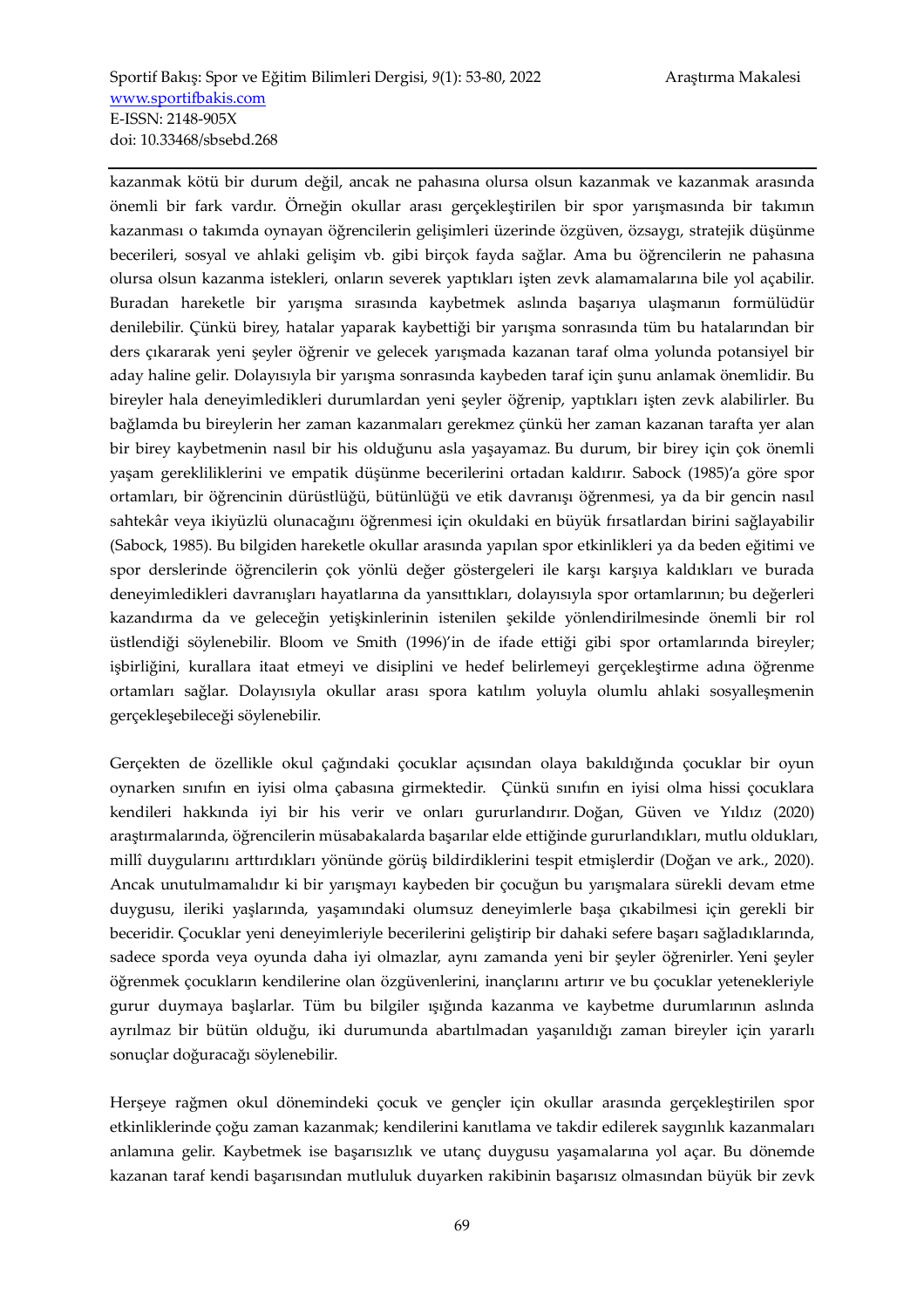kazanmak kötü bir durum değil, ancak ne pahasına olursa olsun kazanmak ve kazanmak arasında önemli bir fark vardır. Örneğin okullar arası gerçekleştirilen bir spor yarışmasında bir takımın kazanması o takımda oynayan öğrencilerin gelişimleri üzerinde özgüven, özsaygı, stratejik düşünme becerileri, sosyal ve ahlaki gelişim vb. gibi birçok fayda sağlar. Ama bu öğrencilerin ne pahasına olursa olsun kazanma istekleri, onların severek yaptıkları işten zevk alamamalarına bile yol açabilir. Buradan hareketle bir yarışma sırasında kaybetmek aslında başarıya ulaşmanın formülüdür denilebilir. Çünkü birey, hatalar yaparak kaybettiği bir yarışma sonrasında tüm bu hatalarından bir ders çıkararak yeni şeyler öğrenir ve gelecek yarışmada kazanan taraf olma yolunda potansiyel bir aday haline gelir. Dolayısıyla bir yarışma sonrasında kaybeden taraf için şunu anlamak önemlidir. Bu bireyler hala deneyimledikleri durumlardan yeni şeyler öğrenip, yaptıkları işten zevk alabilirler. Bu bağlamda bu bireylerin her zaman kazanmaları gerekmez çünkü her zaman kazanan tarafta yer alan bir birey kaybetmenin nasıl bir his olduğunu asla yaşayamaz. Bu durum, bir birey için çok önemli yaşam gerekliliklerini ve empatik düşünme becerilerini ortadan kaldırır. Sabock (1985)'a göre spor ortamları, bir öğrencinin dürüstlüğü, bütünlüğü ve etik davranışı öğrenmesi, ya da bir gencin nasıl sahtekâr veya ikiyüzlü olunacağını öğrenmesi için okuldaki en büyük fırsatlardan birini sağlayabilir (Sabock, 1985). Bu bilgiden hareketle okullar arasında yapılan spor etkinlikleri ya da beden eğitimi ve spor derslerinde öğrencilerin çok yönlü değer göstergeleri ile karşı karşıya kaldıkları ve burada deneyimledikleri davranışları hayatlarına da yansıttıkları, dolayısıyla spor ortamlarının; bu değerleri kazandırma da ve geleceğin yetişkinlerinin istenilen şekilde yönlendirilmesinde önemli bir rol üstlendiği söylenebilir. Bloom ve Smith (1996)'in de ifade ettiği gibi spor ortamlarında bireyler; işbirliğini, kurallara itaat etmeyi ve disiplini ve hedef belirlemeyi gerçekleştirme adına öğrenme ortamları sağlar. Dolayısıyla okullar arası spora katılım yoluyla olumlu ahlaki sosyalleşmenin gerçekleşebileceği söylenebilir.

Gerçekten de özellikle okul çağındaki çocuklar açısından olaya bakıldığında çocuklar bir oyun oynarken sınıfın en iyisi olma çabasına girmektedir. Çünkü sınıfın en iyisi olma hissi çocuklara kendileri hakkında iyi bir his verir ve onları gururlandırır. Doğan, Güven ve Yıldız (2020) araştırmalarında, öğrencilerin müsabakalarda başarılar elde ettiğinde gururlandıkları, mutlu oldukları, millî duygularını arttırdıkları yönünde görüş bildirdiklerini tespit etmişlerdir (Doğan ve ark., 2020). Ancak unutulmamalıdır ki bir yarışmayı kaybeden bir çocuğun bu yarışmalara sürekli devam etme duygusu, ileriki yaşlarında, yaşamındaki olumsuz deneyimlerle başa çıkabilmesi için gerekli bir beceridir. Çocuklar yeni deneyimleriyle becerilerini geliştirip bir dahaki sefere başarı sağladıklarında, sadece sporda veya oyunda daha iyi olmazlar, aynı zamanda yeni bir şeyler öğrenirler. Yeni şeyler öğrenmek çocukların kendilerine olan özgüvenlerini, inançlarını artırır ve bu çocuklar yetenekleriyle gurur duymaya başlarlar. Tüm bu bilgiler ışığında kazanma ve kaybetme durumlarının aslında ayrılmaz bir bütün olduğu, iki durumunda abartılmadan yaşanıldığı zaman bireyler için yararlı sonuçlar doğuracağı söylenebilir.

Herşeye rağmen okul dönemindeki çocuk ve gençler için okullar arasında gerçekleştirilen spor etkinliklerinde çoğu zaman kazanmak; kendilerini kanıtlama ve takdir edilerek saygınlık kazanmaları anlamına gelir. Kaybetmek ise başarısızlık ve utanç duygusu yaşamalarına yol açar. Bu dönemde kazanan taraf kendi başarısından mutluluk duyarken rakibinin başarısız olmasından büyük bir zevk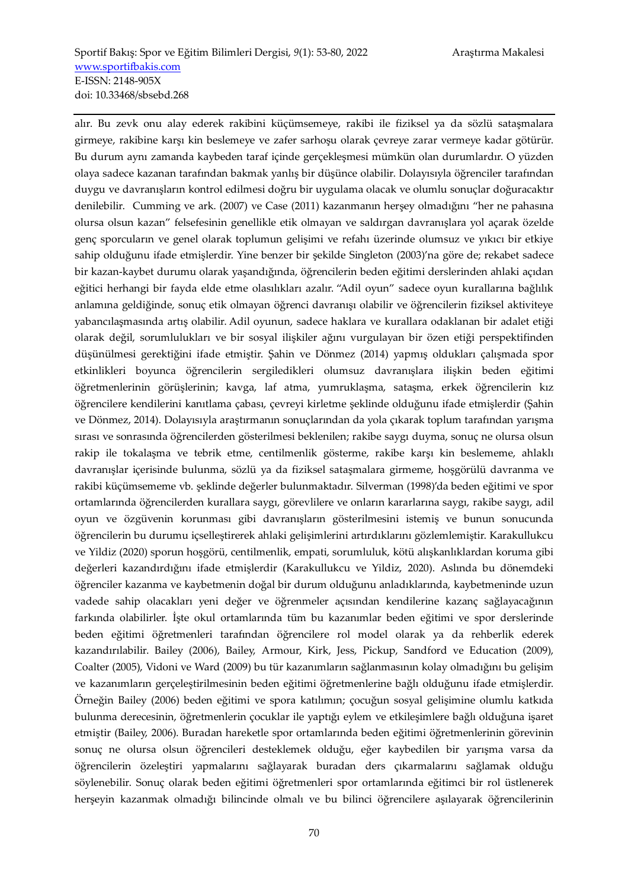alır. Bu zevk onu alay ederek rakibini küçümsemeye, rakibi ile fiziksel ya da sözlü sataşmalara girmeye, rakibine karşı kin beslemeye ve zafer sarhoşu olarak çevreye zarar vermeye kadar götürür. Bu durum aynı zamanda kaybeden taraf içinde gerçekleşmesi mümkün olan durumlardır. O yüzden olaya sadece kazanan tarafından bakmak yanlış bir düşünce olabilir. Dolayısıyla öğrenciler tarafından duygu ve davranışların kontrol edilmesi doğru bir uygulama olacak ve olumlu sonuçlar doğuracaktır denilebilir. Cumming ve ark. (2007) ve Case (2011) kazanmanın herşey olmadığını "her ne pahasına olursa olsun kazan" felsefesinin genellikle etik olmayan ve saldırgan davranışlara yol açarak özelde genç sporcuların ve genel olarak toplumun gelişimi ve refahı üzerinde olumsuz ve yıkıcı bir etkiye sahip olduğunu ifade etmişlerdir. Yine benzer bir şekilde Singleton (2003)'na göre de; rekabet sadece bir kazan-kaybet durumu olarak yaşandığında, öğrencilerin beden eğitimi derslerinden ahlaki açıdan eğitici herhangi bir fayda elde etme olasılıkları azalır. "Adil oyun" sadece oyun kurallarına bağlılık anlamına geldiğinde, sonuç etik olmayan öğrenci davranışı olabilir ve öğrencilerin fiziksel aktiviteye yabancılaşmasında artış olabilir. Adil oyunun, sadece haklara ve kurallara odaklanan bir adalet etiği olarak değil, sorumlulukları ve bir sosyal ilişkiler ağını vurgulayan bir özen etiği perspektifinden düşünülmesi gerektiğini ifade etmiştir. Şahin ve Dönmez (2014) yapmış oldukları çalışmada spor etkinlikleri boyunca öğrencilerin sergiledikleri olumsuz davranışlara ilişkin beden eğitimi öğretmenlerinin görüşlerinin; kavga, laf atma, yumruklaşma, sataşma, erkek öğrencilerin kız öğrencilere kendilerini kanıtlama çabası, çevreyi kirletme şeklinde olduğunu ifade etmişlerdir (Şahin ve Dönmez, 2014). Dolayısıyla araştırmanın sonuçlarından da yola çıkarak toplum tarafından yarışma sırası ve sonrasında öğrencilerden gösterilmesi beklenilen; rakibe saygı duyma, sonuç ne olursa olsun rakip ile tokalaşma ve tebrik etme, centilmenlik gösterme, rakibe karşı kin beslememe, ahlaklı davranışlar içerisinde bulunma, sözlü ya da fiziksel sataşmalara girmeme, hoşgörülü davranma ve rakibi küçümsememe vb. şeklinde değerler bulunmaktadır. Silverman (1998)'da beden eğitimi ve spor ortamlarında öğrencilerden kurallara saygı, görevlilere ve onların kararlarına saygı, rakibe saygı, adil oyun ve özgüvenin korunması gibi davranışların gösterilmesini istemiş ve bunun sonucunda öğrencilerin bu durumu içselleştirerek ahlaki gelişimlerini artırdıklarını gözlemlemiştir. Karakullukcu ve Yildiz (2020) sporun hoşgörü, centilmenlik, empati, sorumluluk, kötü alışkanlıklardan koruma gibi değerleri kazandırdığını ifade etmişlerdir (Karakullukcu ve Yildiz, 2020). Aslında bu dönemdeki öğrenciler kazanma ve kaybetmenin doğal bir durum olduğunu anladıklarında, kaybetmeninde uzun vadede sahip olacakları yeni değer ve öğrenmeler açısından kendilerine kazanç sağlayacağının farkında olabilirler. İşte okul ortamlarında tüm bu kazanımlar beden eğitimi ve spor derslerinde beden eğitimi öğretmenleri tarafından öğrencilere rol model olarak ya da rehberlik ederek kazandırılabilir. Bailey (2006), Bailey, Armour, Kirk, Jess, Pickup, Sandford ve Education (2009), Coalter (2005), Vidoni ve Ward (2009) bu tür kazanımların sağlanmasının kolay olmadığını bu gelişim ve kazanımların gerçeleştirilmesinin beden eğitimi öğretmenlerine bağlı olduğunu ifade etmişlerdir. Örneğin Bailey (2006) beden eğitimi ve spora katılımın; çocuğun sosyal gelişimine olumlu katkıda bulunma derecesinin, öğretmenlerin çocuklar ile yaptığı eylem ve etkileşimlere bağlı olduğuna işaret etmiştir (Bailey, 2006). Buradan hareketle spor ortamlarında beden eğitimi öğretmenlerinin görevinin sonuç ne olursa olsun öğrencileri desteklemek olduğu, eğer kaybedilen bir yarışma varsa da öğrencilerin özeleştiri yapmalarını sağlayarak buradan ders çıkarmalarını sağlamak olduğu söylenebilir. Sonuç olarak beden eğitimi öğretmenleri spor ortamlarında eğitimci bir rol üstlenerek herşeyin kazanmak olmadığı bilincinde olmalı ve bu bilinci öğrencilere aşılayarak öğrencilerinin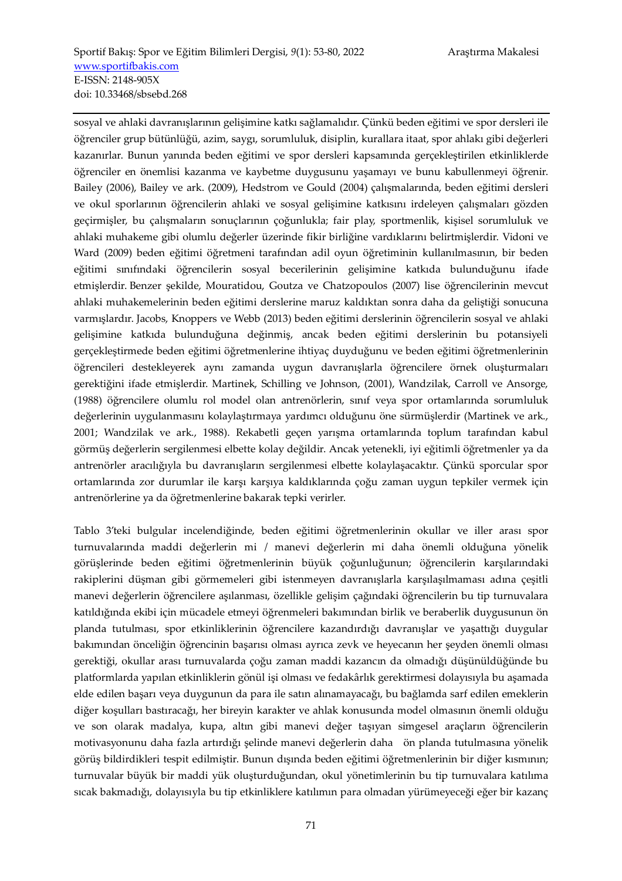sosyal ve ahlaki davranışlarının gelişimine katkı sağlamalıdır. Çünkü beden eğitimi ve spor dersleri ile öğrenciler grup bütünlüğü, azim, saygı, sorumluluk, disiplin, kurallara itaat, spor ahlakı gibi değerleri kazanırlar. Bunun yanında beden eğitimi ve spor dersleri kapsamında gerçekleştirilen etkinliklerde öğrenciler en önemlisi kazanma ve kaybetme duygusunu yaşamayı ve bunu kabullenmeyi öğrenir. Bailey (2006), Bailey ve ark. (2009), Hedstrom ve Gould (2004) çalışmalarında, beden eğitimi dersleri ve okul sporlarının öğrencilerin ahlaki ve sosyal gelişimine katkısını irdeleyen çalışmaları gözden geçirmişler, bu çalışmaların sonuçlarının çoğunlukla; fair play, sportmenlik, kişisel sorumluluk ve ahlaki muhakeme gibi olumlu değerler üzerinde fikir birliğine vardıklarını belirtmişlerdir. Vidoni ve Ward (2009) beden eğitimi öğretmeni tarafından adil oyun öğretiminin kullanılmasının, bir beden eğitimi sınıfındaki öğrencilerin sosyal becerilerinin gelişimine katkıda bulunduğunu ifade etmişlerdir. Benzer şekilde, Mouratidou, Goutza ve Chatzopoulos (2007) lise öğrencilerinin mevcut ahlaki muhakemelerinin beden eğitimi derslerine maruz kaldıktan sonra daha da geliştiği sonucuna varmışlardır. Jacobs, Knoppers ve Webb (2013) beden eğitimi derslerinin öğrencilerin sosyal ve ahlaki gelişimine katkıda bulunduğuna değinmiş, ancak beden eğitimi derslerinin bu potansiyeli gerçekleştirmede beden eğitimi öğretmenlerine ihtiyaç duyduğunu ve beden eğitimi öğretmenlerinin öğrencileri destekleyerek aynı zamanda uygun davranışlarla öğrencilere örnek oluşturmaları gerektiğini ifade etmişlerdir. Martinek, Schilling ve Johnson, (2001), Wandzilak, Carroll ve Ansorge, (1988) öğrencilere olumlu rol model olan antrenörlerin, sınıf veya spor ortamlarında sorumluluk değerlerinin uygulanmasını kolaylaştırmaya yardımcı olduğunu öne sürmüşlerdir (Martinek ve ark., 2001; Wandzilak ve ark., 1988). Rekabetli geçen yarışma ortamlarında toplum tarafından kabul görmüş değerlerin sergilenmesi elbette kolay değildir. Ancak yetenekli, iyi eğitimli öğretmenler ya da antrenörler aracılığıyla bu davranışların sergilenmesi elbette kolaylaşacaktır. Çünkü sporcular spor ortamlarında zor durumlar ile karşı karşıya kaldıklarında çoğu zaman uygun tepkiler vermek için antrenörlerine ya da öğretmenlerine bakarak tepki verirler.

Tablo 3'teki bulgular incelendiğinde, beden eğitimi öğretmenlerinin okullar ve iller arası spor turnuvalarında maddi değerlerin mi / manevi değerlerin mi daha önemli olduğuna yönelik görüşlerinde beden eğitimi öğretmenlerinin büyük çoğunluğunun; öğrencilerin karşılarındaki rakiplerini düşman gibi görmemeleri gibi istenmeyen davranışlarla karşılaşılmaması adına çeşitli manevi değerlerin öğrencilere aşılanması, özellikle gelişim çağındaki öğrencilerin bu tip turnuvalara katıldığında ekibi için mücadele etmeyi öğrenmeleri bakımından birlik ve beraberlik duygusunun ön planda tutulması, spor etkinliklerinin öğrencilere kazandırdığı davranışlar ve yaşattığı duygular bakımından önceliğin öğrencinin başarısı olması ayrıca zevk ve heyecanın her şeyden önemli olması gerektiği, okullar arası turnuvalarda çoğu zaman maddi kazancın da olmadığı düşünüldüğünde bu platformlarda yapılan etkinliklerin gönül işi olması ve fedakârlık gerektirmesi dolayısıyla bu aşamada elde edilen başarı veya duygunun da para ile satın alınamayacağı, bu bağlamda sarf edilen emeklerin diğer koşulları bastıracağı, her bireyin karakter ve ahlak konusunda model olmasının önemli olduğu ve son olarak madalya, kupa, altın gibi manevi değer taşıyan simgesel araçların öğrencilerin motivasyonunu daha fazla artırdığı şelinde manevi değerlerin daha ön planda tutulmasına yönelik görüş bildirdikleri tespit edilmiştir. Bunun dışında beden eğitimi öğretmenlerinin bir diğer kısmının; turnuvalar büyük bir maddi yük oluşturduğundan, okul yönetimlerinin bu tip turnuvalara katılıma sıcak bakmadığı, dolayısıyla bu tip etkinliklere katılımın para olmadan yürümeyeceği eğer bir kazanç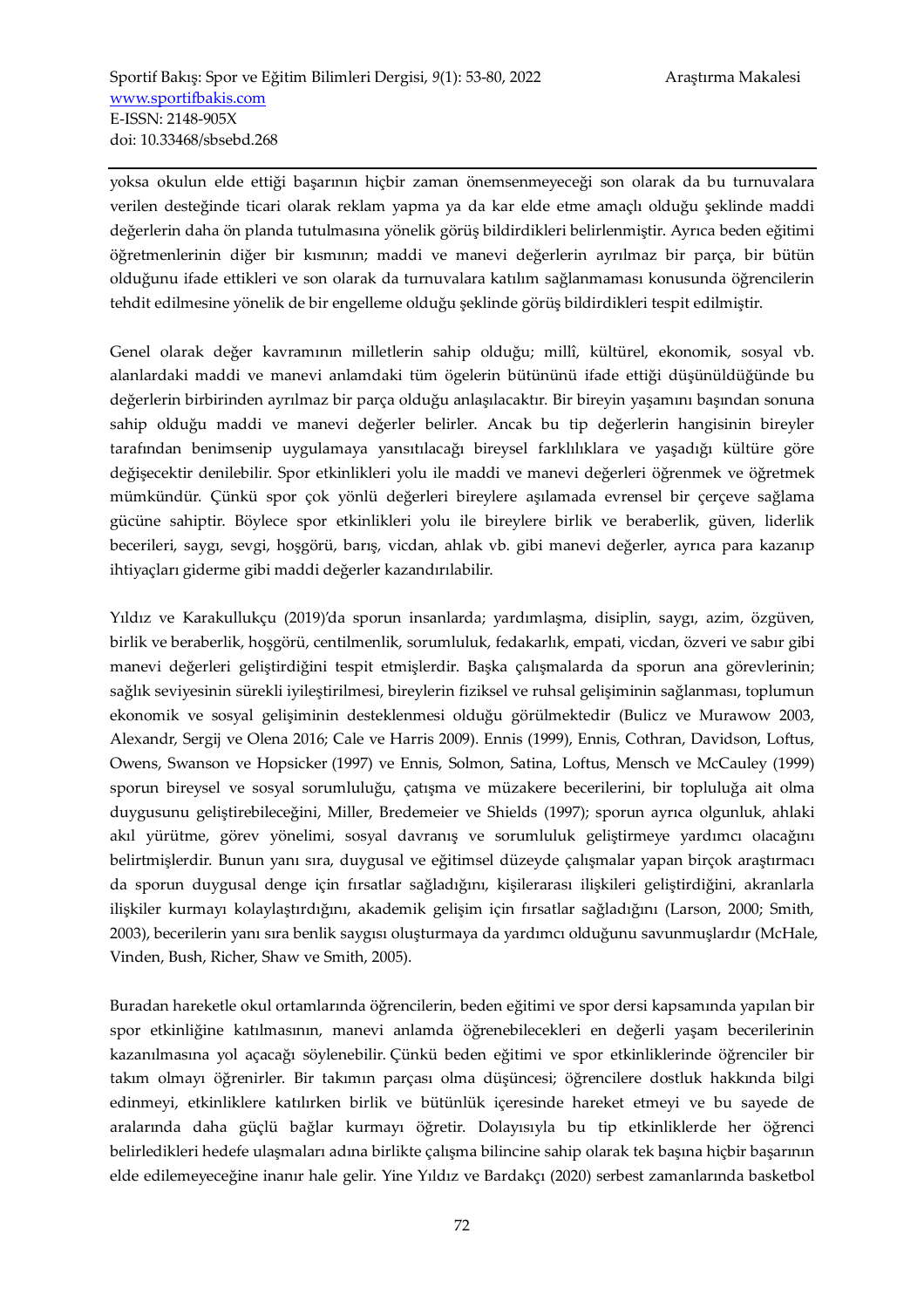yoksa okulun elde ettiği başarının hiçbir zaman önemsenmeyeceği son olarak da bu turnuvalara verilen desteğinde ticari olarak reklam yapma ya da kar elde etme amaçlı olduğu şeklinde maddi değerlerin daha ön planda tutulmasına yönelik görüş bildirdikleri belirlenmiştir. Ayrıca beden eğitimi öğretmenlerinin diğer bir kısmının; maddi ve manevi değerlerin ayrılmaz bir parça, bir bütün olduğunu ifade ettikleri ve son olarak da turnuvalara katılım sağlanmaması konusunda öğrencilerin tehdit edilmesine yönelik de bir engelleme olduğu şeklinde görüş bildirdikleri tespit edilmiştir.

Genel olarak değer kavramının milletlerin sahip olduğu; millî, kültürel, ekonomik, sosyal vb. alanlardaki maddi ve manevi anlamdaki tüm ögelerin bütününü ifade ettiği düşünüldüğünde bu değerlerin birbirinden ayrılmaz bir parça olduğu anlaşılacaktır. Bir bireyin yaşamını başından sonuna sahip olduğu maddi ve manevi değerler belirler. Ancak bu tip değerlerin hangisinin bireyler tarafından benimsenip uygulamaya yansıtılacağı bireysel farklılıklara ve yaşadığı kültüre göre değişecektir denilebilir. Spor etkinlikleri yolu ile maddi ve manevi değerleri öğrenmek ve öğretmek mümkündür. Çünkü spor çok yönlü değerleri bireylere aşılamada evrensel bir çerçeve sağlama gücüne sahiptir. Böylece spor etkinlikleri yolu ile bireylere birlik ve beraberlik, güven, liderlik becerileri, saygı, sevgi, hoşgörü, barış, vicdan, ahlak vb. gibi manevi değerler, ayrıca para kazanıp ihtiyaçları giderme gibi maddi değerler kazandırılabilir.

Yıldız ve Karakullukçu (2019)'da sporun insanlarda; yardımlaşma, disiplin, saygı, azim, özgüven, birlik ve beraberlik, hoşgörü, centilmenlik, sorumluluk, fedakarlık, empati, vicdan, özveri ve sabır gibi manevi değerleri geliştirdiğini tespit etmişlerdir. Başka çalışmalarda da sporun ana görevlerinin; sağlık seviyesinin sürekli iyileştirilmesi, bireylerin fiziksel ve ruhsal gelişiminin sağlanması, toplumun ekonomik ve sosyal gelişiminin desteklenmesi olduğu görülmektedir (Bulicz ve Murawow 2003, Alexandr, Sergij ve Olena 2016; Cale ve Harris 2009). Ennis (1999), Ennis, Cothran, Davidson, Loftus, Owens, Swanson ve Hopsicker (1997) ve Ennis, Solmon, Satina, Loftus, Mensch ve McCauley (1999) sporun bireysel ve sosyal sorumluluğu, çatışma ve müzakere becerilerini, bir topluluğa ait olma duygusunu geliştirebileceğini, Miller, Bredemeier ve Shields (1997); sporun ayrıca olgunluk, ahlaki akıl yürütme, görev yönelimi, sosyal davranış ve sorumluluk geliştirmeye yardımcı olacağını belirtmişlerdir. Bunun yanı sıra, duygusal ve eğitimsel düzeyde çalışmalar yapan birçok araştırmacı da sporun duygusal denge için fırsatlar sağladığını, kişilerarası ilişkileri geliştirdiğini, akranlarla ilişkiler kurmayı kolaylaştırdığını, akademik gelişim için fırsatlar sağladığını (Larson, 2000; Smith, 2003), becerilerin yanı sıra benlik saygısı oluşturmaya da yardımcı olduğunu savunmuşlardır (McHale, Vinden, Bush, Richer, Shaw ve Smith, 2005).

Buradan hareketle okul ortamlarında öğrencilerin, beden eğitimi ve spor dersi kapsamında yapılan bir spor etkinliğine katılmasının, manevi anlamda öğrenebilecekleri en değerli yaşam becerilerinin kazanılmasına yol açacağı söylenebilir. Çünkü beden eğitimi ve spor etkinliklerinde öğrenciler bir takım olmayı öğrenirler. Bir takımın parçası olma düşüncesi; öğrencilere dostluk hakkında bilgi edinmeyi, etkinliklere katılırken birlik ve bütünlük içeresinde hareket etmeyi ve bu sayede de aralarında daha güçlü bağlar kurmayı öğretir. Dolayısıyla bu tip etkinliklerde her öğrenci belirledikleri hedefe ulaşmaları adına birlikte çalışma bilincine sahip olarak tek başına hiçbir başarının elde edilemeyeceğine inanır hale gelir. Yine Yıldız ve Bardakçı (2020) serbest zamanlarında basketbol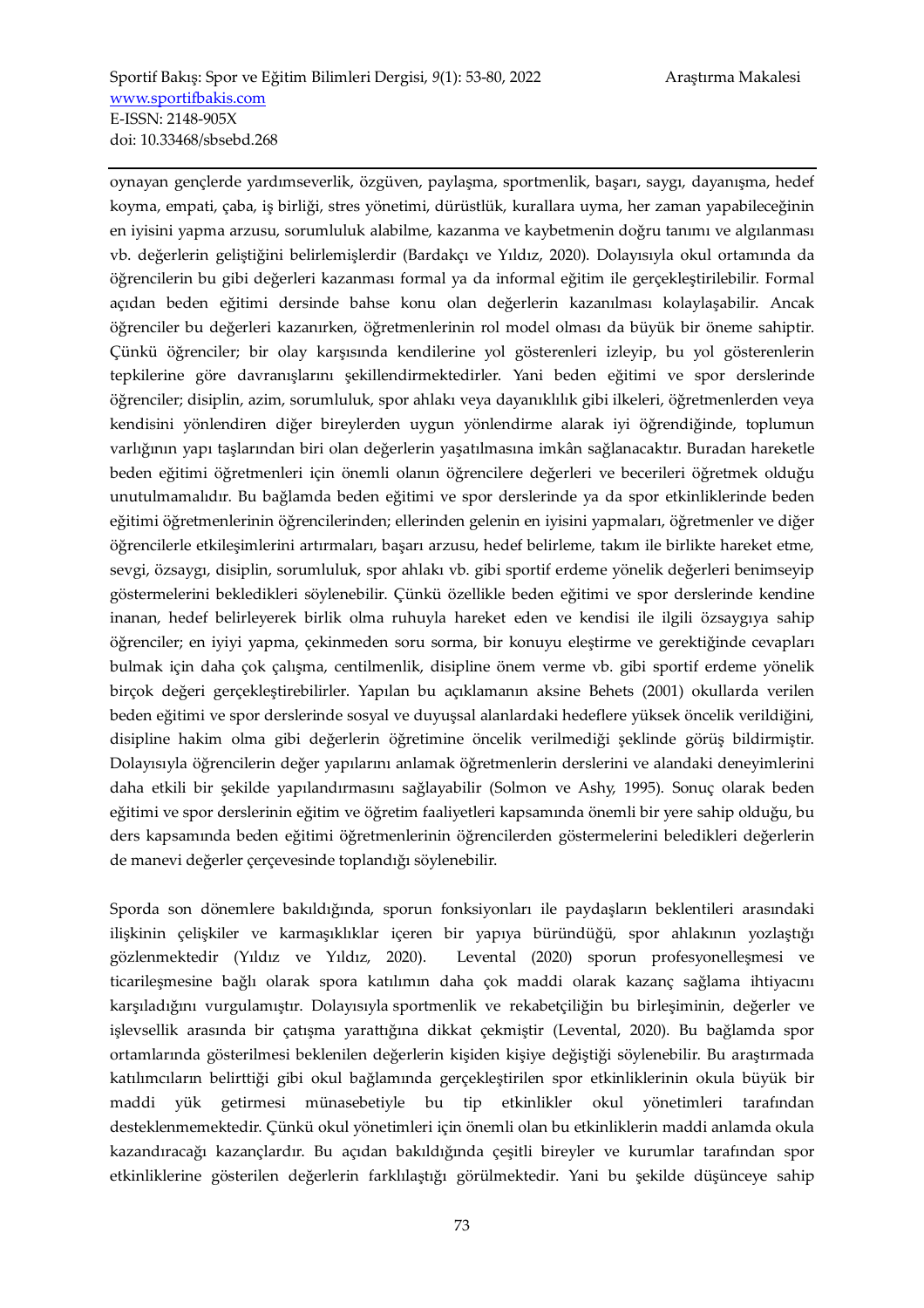oynayan gençlerde yardımseverlik, özgüven, paylaşma, sportmenlik, başarı, saygı, dayanışma, hedef koyma, empati, çaba, iş birliği, stres yönetimi, dürüstlük, kurallara uyma, her zaman yapabileceğinin en iyisini yapma arzusu, sorumluluk alabilme, kazanma ve kaybetmenin doğru tanımı ve algılanması vb. değerlerin geliştiğini belirlemişlerdir (Bardakçı ve Yıldız, 2020). Dolayısıyla okul ortamında da öğrencilerin bu gibi değerleri kazanması formal ya da informal eğitim ile gerçekleştirilebilir. Formal açıdan beden eğitimi dersinde bahse konu olan değerlerin kazanılması kolaylaşabilir. Ancak öğrenciler bu değerleri kazanırken, öğretmenlerinin rol model olması da büyük bir öneme sahiptir. Çünkü öğrenciler; bir olay karşısında kendilerine yol gösterenleri izleyip, bu yol gösterenlerin tepkilerine göre davranışlarını şekillendirmektedirler. Yani beden eğitimi ve spor derslerinde öğrenciler; disiplin, azim, sorumluluk, spor ahlakı veya dayanıklılık gibi ilkeleri, öğretmenlerden veya kendisini yönlendiren diğer bireylerden uygun yönlendirme alarak iyi öğrendiğinde, toplumun varlığının yapı taşlarından biri olan değerlerin yaşatılmasına imkân sağlanacaktır. Buradan hareketle beden eğitimi öğretmenleri için önemli olanın öğrencilere değerleri ve becerileri öğretmek olduğu unutulmamalıdır. Bu bağlamda beden eğitimi ve spor derslerinde ya da spor etkinliklerinde beden eğitimi öğretmenlerinin öğrencilerinden; ellerinden gelenin en iyisini yapmaları, öğretmenler ve diğer öğrencilerle etkileşimlerini artırmaları, başarı arzusu, hedef belirleme, takım ile birlikte hareket etme, sevgi, özsaygı, disiplin, sorumluluk, spor ahlakı vb. gibi sportif erdeme yönelik değerleri benimseyip göstermelerini bekledikleri söylenebilir. Çünkü özellikle beden eğitimi ve spor derslerinde kendine inanan, hedef belirleyerek birlik olma ruhuyla hareket eden ve kendisi ile ilgili özsaygıya sahip öğrenciler; en iyiyi yapma, çekinmeden soru sorma, bir konuyu eleştirme ve gerektiğinde cevapları bulmak için daha çok çalışma, centilmenlik, disipline önem verme vb. gibi sportif erdeme yönelik birçok değeri gerçekleştirebilirler. Yapılan bu açıklamanın aksine Behets (2001) okullarda verilen beden eğitimi ve spor derslerinde sosyal ve duyuşsal alanlardaki hedeflere yüksek öncelik verildiğini, disipline hakim olma gibi değerlerin öğretimine öncelik verilmediği şeklinde görüş bildirmiştir. Dolayısıyla öğrencilerin değer yapılarını anlamak öğretmenlerin derslerini ve alandaki deneyimlerini daha etkili bir şekilde yapılandırmasını sağlayabilir (Solmon ve Ashy, 1995). Sonuç olarak beden eğitimi ve spor derslerinin eğitim ve öğretim faaliyetleri kapsamında önemli bir yere sahip olduğu, bu ders kapsamında beden eğitimi öğretmenlerinin öğrencilerden göstermelerini beledikleri değerlerin de manevi değerler çerçevesinde toplandığı söylenebilir.

Sporda son dönemlere bakıldığında, sporun fonksiyonları ile paydaşların beklentileri arasındaki ilişkinin çelişkiler ve karmaşıklıklar içeren bir yapıya büründüğü, spor ahlakının yozlaştığı gözlenmektedir (Yıldız ve Yıldız, 2020). Levental (2020) sporun profesyonelleşmesi ve ticarileşmesine bağlı olarak spora katılımın daha çok maddi olarak kazanç sağlama ihtiyacını karşıladığını vurgulamıştır. Dolayısıyla sportmenlik ve rekabetçiliğin bu birleşiminin, değerler ve işlevsellik arasında bir çatışma yarattığına dikkat çekmiştir (Levental, 2020). Bu bağlamda spor ortamlarında gösterilmesi beklenilen değerlerin kişiden kişiye değiştiği söylenebilir. Bu araştırmada katılımcıların belirttiği gibi okul bağlamında gerçekleştirilen spor etkinliklerinin okula büyük bir maddi yük getirmesi münasebetiyle bu tip etkinlikler okul yönetimleri tarafından desteklenmemektedir. Çünkü okul yönetimleri için önemli olan bu etkinliklerin maddi anlamda okula kazandıracağı kazançlardır. Bu açıdan bakıldığında çeşitli bireyler ve kurumlar tarafından spor etkinliklerine gösterilen değerlerin farklılaştığı görülmektedir. Yani bu şekilde düşünceye sahip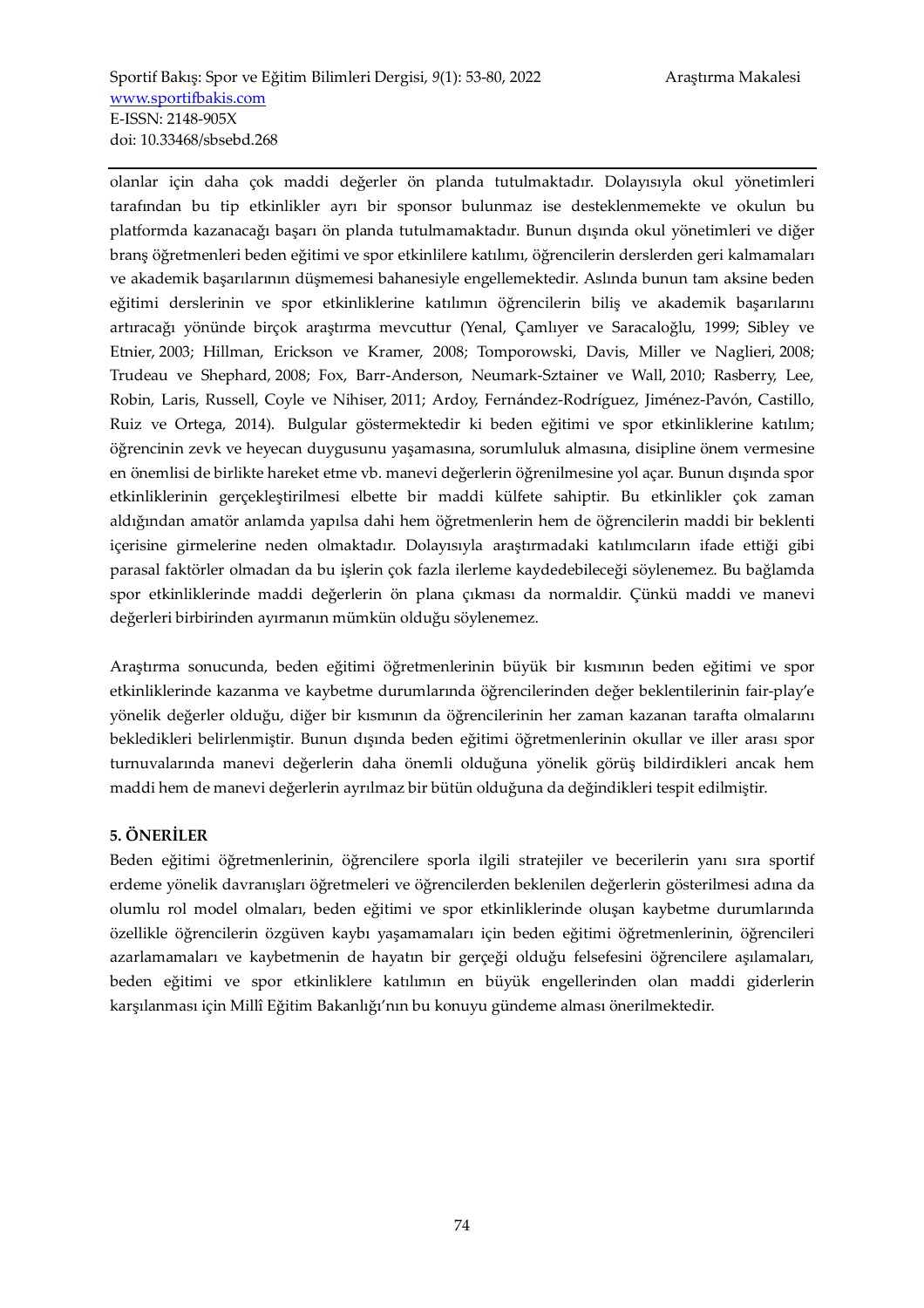olanlar için daha çok maddi değerler ön planda tutulmaktadır. Dolayısıyla okul yönetimleri tarafından bu tip etkinlikler ayrı bir sponsor bulunmaz ise desteklenmemekte ve okulun bu platformda kazanacağı başarı ön planda tutulmamaktadır. Bunun dışında okul yönetimleri ve diğer branş öğretmenleri beden eğitimi ve spor etkinlilere katılımı, öğrencilerin derslerden geri kalmamaları ve akademik başarılarının düşmemesi bahanesiyle engellemektedir. Aslında bunun tam aksine beden eğitimi derslerinin ve spor etkinliklerine katılımın öğrencilerin biliş ve akademik başarılarını artıracağı yönünde birçok araştırma mevcuttur (Yenal, Çamlıyer ve Saracaloğlu, 1999; Sibley ve Etnier, 2003; Hillman, Erickson ve Kramer, 2008; Tomporowski, Davis, Miller ve Naglieri, 2008; Trudeau ve Shephard, 2008; Fox, Barr-Anderson, Neumark-Sztainer ve Wall, 2010; Rasberry, Lee, Robin, Laris, Russell, Coyle ve Nihiser, 2011; Ardoy, Fernández-Rodríguez, Jiménez-Pavón, Castillo, Ruiz ve Ortega, 2014). Bulgular göstermektedir ki beden eğitimi ve spor etkinliklerine katılım; öğrencinin zevk ve heyecan duygusunu yaşamasına, sorumluluk almasına, disipline önem vermesine en önemlisi de birlikte hareket etme vb. manevi değerlerin öğrenilmesine yol açar. Bunun dışında spor etkinliklerinin gerçekleştirilmesi elbette bir maddi külfete sahiptir. Bu etkinlikler çok zaman aldığından amatör anlamda yapılsa dahi hem öğretmenlerin hem de öğrencilerin maddi bir beklenti içerisine girmelerine neden olmaktadır. Dolayısıyla araştırmadaki katılımcıların ifade ettiği gibi parasal faktörler olmadan da bu işlerin çok fazla ilerleme kaydedebileceği söylenemez. Bu bağlamda spor etkinliklerinde maddi değerlerin ön plana çıkması da normaldir. Çünkü maddi ve manevi değerleri birbirinden ayırmanın mümkün olduğu söylenemez.

Araştırma sonucunda, beden eğitimi öğretmenlerinin büyük bir kısmının beden eğitimi ve spor etkinliklerinde kazanma ve kaybetme durumlarında öğrencilerinden değer beklentilerinin fair-play'e yönelik değerler olduğu, diğer bir kısmının da öğrencilerinin her zaman kazanan tarafta olmalarını bekledikleri belirlenmiştir. Bunun dışında beden eğitimi öğretmenlerinin okullar ve iller arası spor turnuvalarında manevi değerlerin daha önemli olduğuna yönelik görüş bildirdikleri ancak hem maddi hem de manevi değerlerin ayrılmaz bir bütün olduğuna da değindikleri tespit edilmiştir.

## 5. ÖNERİLER

Beden eğitimi öğretmenlerinin, öğrencilere sporla ilgili stratejiler ve becerilerin yanı sıra sportif erdeme yönelik davranışları öğretmeleri ve öğrencilerden beklenilen değerlerin gösterilmesi adına da olumlu rol model olmaları, beden eğitimi ve spor etkinliklerinde oluşan kaybetme durumlarında özellikle öğrencilerin özgüven kaybı yaşamamaları için beden eğitimi öğretmenlerinin, öğrencileri azarlamamaları ve kaybetmenin de hayatın bir gerçeği olduğu felsefesini öğrencilere aşılamaları, beden eğitimi ve spor etkinliklere katılımın en büyük engellerinden olan maddi giderlerin karşılanması için Millî Eğitim Bakanlığı'nın bu konuyu gündeme alması önerilmektedir.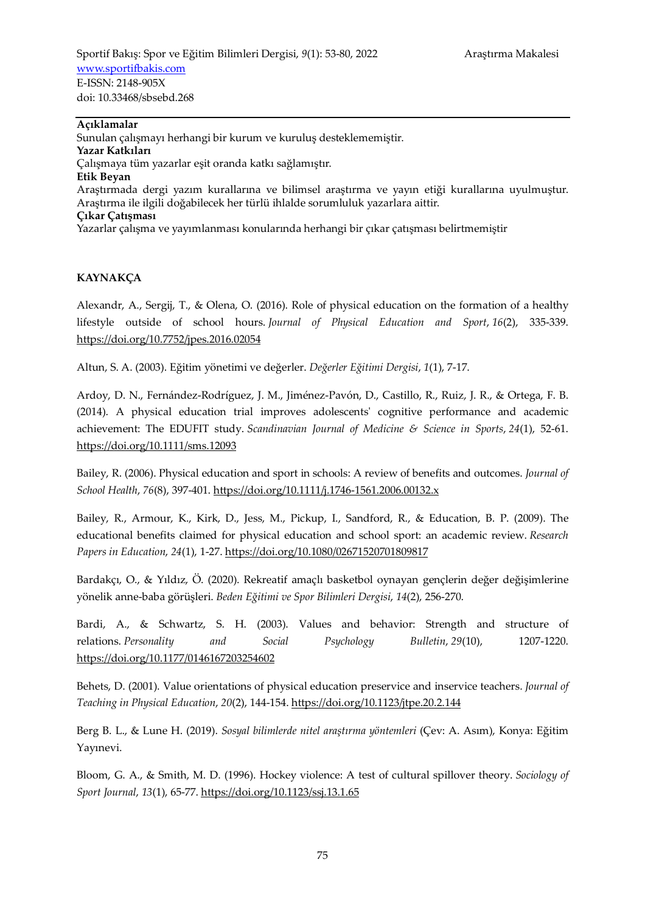**Açıklamalar**

Sunulan çalışmayı herhangi bir kurum ve kuruluş desteklememiştir.

**Yazar Katkıları**

Çalışmaya tüm yazarlar eşit oranda katkı sağlamıştır.

**Etik Beyan**

Araştırmada dergi yazım kurallarına ve bilimsel araştırma ve yayın etiği kurallarına uyulmuştur. Araştırma ile ilgili doğabilecek her türlü ihlalde sorumluluk yazarlara aittir.

**Çıkar Çatışması**

Yazarlar çalışma ve yayımlanması konularında herhangi bir çıkar çatışması belirtmemiştir

## KAYNAKÇA

Alexandr, A., Sergij, T., & Olena, O. (2016). Role of physical education on the formation of a healthy lifestyle outside of school hours. *Journal of Physical Education and Sport*, *16*(2), 335-339. https://doi.org/10.7752/jpes.2016.02054

Altun, S. A. (2003). Eğitim yönetimi ve değerler. *Değerler Eğitimi Dergisi*, *1*(1), 7-17.

Ardoy, D. N., Fernández‐Rodríguez, J. M., Jiménez‐Pavón, D., Castillo, R., Ruiz, J. R., & Ortega, F. B. (2014). A physical education trial improves adolescents' cognitive performance and academic achievement: The EDUFIT study. *Scandinavian Journal of Medicine & Science in Sports*, *24*(1), 52-61. https://doi.org/10.1111/sms.12093

Bailey, R. (2006). Physical education and sport in schools: A review of benefits and outcomes. *Journal of School Health*, *76*(8), 397-401. https://doi.org/10.1111/j.1746-1561.2006.00132.x

Bailey, R., Armour, K., Kirk, D., Jess, M., Pickup, I., Sandford, R., & Education, B. P. (2009). The educational benefits claimed for physical education and school sport: an academic review. *Research Papers in Education*, *24*(1), 1-27. https://doi.org/10.1080/02671520701809817

Bardakçı, O., & Yıldız, Ö. (2020). Rekreatif amaçlı basketbol oynayan gençlerin değer değişimlerine yönelik anne-baba görüşleri. *Beden Eğitimi ve Spor Bilimleri Dergisi*, *14*(2), 256-270.

Bardi, A., & Schwartz, S. H. (2003). Values and behavior: Strength and structure of relations. *Personality and Social Psychology Bulletin*, *29*(10), 1207-1220. https://doi.org/10.1177/0146167203254602

Behets, D. (2001). Value orientations of physical education preservice and inservice teachers. *Journal of Teaching in Physical Education*, *20*(2), 144-154. https://doi.org/10.1123/jtpe.20.2.144

Berg B. L., & Lune H. (2019). *Sosyal bilimlerde nitel araştırma yöntemleri* (Çev: A. Asım), Konya: Eğitim Yayınevi.

Bloom, G. A., & Smith, M. D. (1996). Hockey violence: A test of cultural spillover theory. *Sociology of Sport Journal*, *13*(1), 65-77. https://doi.org/10.1123/ssj.13.1.65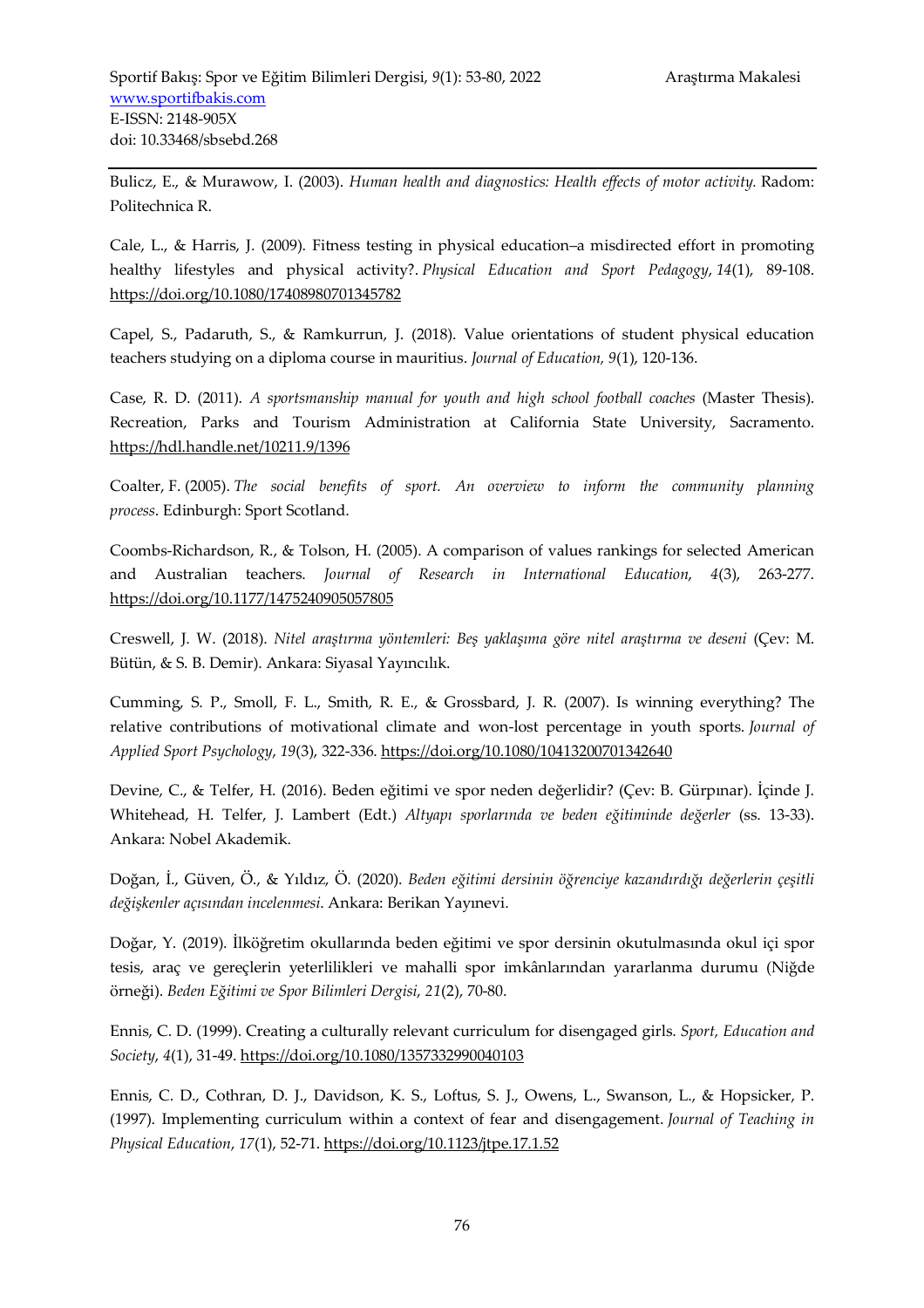Bulicz, E., & Murawow, I. (2003). *Human health and diagnostics: Health effects of motor activity.* Radom: Politechnica R.

Cale, L., & Harris, J. (2009). Fitness testing in physical education–a misdirected effort in promoting healthy lifestyles and physical activity?. *Physical Education and Sport Pedagogy*, *14*(1), 89-108. https://doi.org/10.1080/17408980701345782

Capel, S., Padaruth, S., & Ramkurrun, J. (2018). Value orientations of student physical education teachers studying on a diploma course in mauritius. *Journal of Education, 9*(1), 120-136.

Case, R. D. (2011). *A sportsmanship manual for youth and high school football coaches* (Master Thesis). Recreation, Parks and Tourism Administration at California State University, Sacramento. https://hdl.handle.net/10211.9/1396

Coalter, F. (2005). *The social benefits of sport. An overview to inform the community planning process*. Edinburgh: Sport Scotland.

Coombs-Richardson, R., & Tolson, H. (2005). A comparison of values rankings for selected American and Australian teachers. *Journal of Research in International Education*, *4*(3), 263-277. https://doi.org/10.1177/1475240905057805

Creswell, J. W. (2018). *Nitel araştırma yöntemleri: Beş yaklaşıma göre nitel araştırma ve deseni* (Çev: M. Bütün, & S. B. Demir). Ankara: Siyasal Yayıncılık.

Cumming, S. P., Smoll, F. L., Smith, R. E., & Grossbard, J. R. (2007). Is winning everything? The relative contributions of motivational climate and won-lost percentage in youth sports. *Journal of Applied Sport Psychology*, *19*(3), 322-336. https://doi.org/10.1080/10413200701342640

Devine, C., & Telfer, H. (2016). Beden eğitimi ve spor neden değerlidir? (Çev: B. Gürpınar). İçinde J. Whitehead, H. Telfer, J. Lambert (Edt.) *Altyapı sporlarında ve beden eğitiminde değerler* (ss. 13-33). Ankara: Nobel Akademik.

Doğan, İ., Güven, Ö., & Yıldız, Ö. (2020). *Beden eğitimi dersinin öğrenciye kazandırdığı değerlerin çeşitli değişkenler açısından incelenmesi*. Ankara: Berikan Yayınevi.

Doğar, Y. (2019). İlköğretim okullarında beden eğitimi ve spor dersinin okutulmasında okul içi spor tesis, araç ve gereçlerin yeterlilikleri ve mahalli spor imkânlarından yararlanma durumu (Niğde örneği). *Beden Eğitimi ve Spor Bilimleri Dergisi*, *21*(2), 70-80.

Ennis, C. D. (1999). Creating a culturally relevant curriculum for disengaged girls. *Sport, Education and Society*, *4*(1), 31-49. https://doi.org/10.1080/1357332990040103

Ennis, C. D., Cothran, D. J., Davidson, K. S., Loftus, S. J., Owens, L., Swanson, L., & Hopsicker, P. (1997). Implementing curriculum within a context of fear and disengagement. *Journal of Teaching in Physical Education*, *17*(1), 52-71. https://doi.org/10.1123/jtpe.17.1.52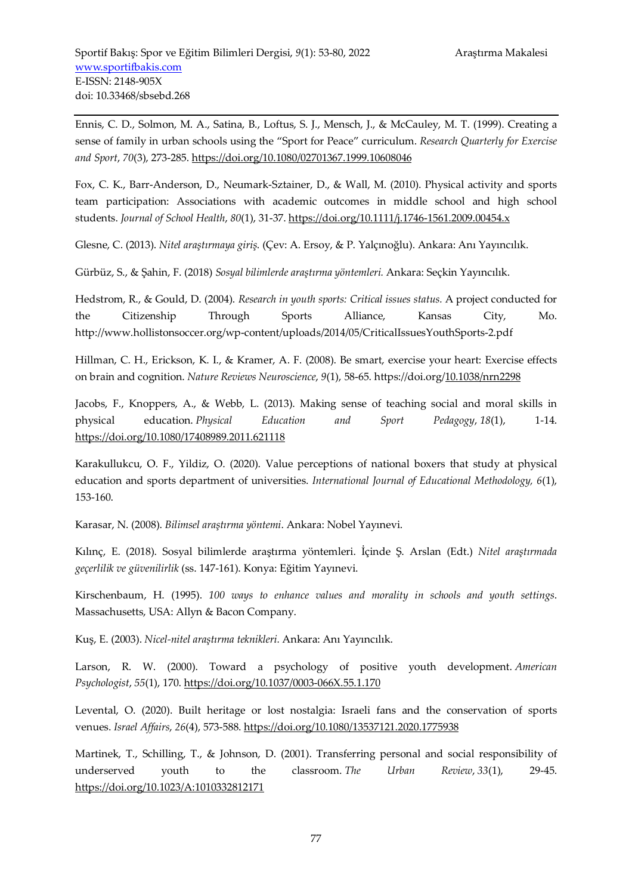Ennis, C. D., Solmon, M. A., Satina, B., Loftus, S. J., Mensch, J., & McCauley, M. T. (1999). Creating a sense of family in urban schools using the "Sport for Peace" curriculum. *Research Quarterly for Exercise and Sport*, *70*(3), 273-285. https://doi.org/10.1080/02701367.1999.10608046

Fox, C. K., Barr-Anderson, D., Neumark-Sztainer, D., & Wall, M. (2010). Physical activity and sports team participation: Associations with academic outcomes in middle school and high school students. *Journal of School Health*, *80*(1), 31-37. https://doi.org/10.1111/j.1746-1561.2009.00454.x

Glesne, C. (2013). *Nitel araştırmaya giriş*. (Çev: A. Ersoy, & P. Yalçınoğlu). Ankara: Anı Yayıncılık.

Gürbüz, S., & Şahin, F. (2018) *Sosyal bilimlerde araştırma yöntemleri.* Ankara: Seçkin Yayıncılık.

Hedstrom, R., & Gould, D. (2004). *Research in youth sports: Critical issues status.* A project conducted for the Citizenship Through Sports Alliance, Kansas City, Mo. http://www.hollistonsoccer.org/wp-content/uploads/2014/05/CriticalIssuesYouthSports-2.pdf

Hillman, C. H., Erickson, K. I., & Kramer, A. F. (2008). Be smart, exercise your heart: Exercise effects on brain and cognition. *Nature Reviews Neuroscience*, *9*(1), 58-65. https://doi.org/10.1038/nrn2298

Jacobs, F., Knoppers, A., & Webb, L. (2013). Making sense of teaching social and moral skills in physical education. *Physical Education and Sport Pedagogy*, *18*(1), 1-14. https://doi.org/10.1080/17408989.2011.621118

Karakullukcu, O. F., Yildiz, O. (2020). Value perceptions of national boxers that study at physical education and sports department of universities. *International Journal of Educational Methodology, 6*(1), 153-160.

Karasar, N. (2008). *Bilimsel araştırma yöntemi*. Ankara: Nobel Yayınevi.

Kılınç, E. (2018). Sosyal bilimlerde araştırma yöntemleri. İçinde Ş. Arslan (Edt.) *Nitel araştırmada geçerlilik ve güvenilirlik* (ss. 147-161). Konya: Eğitim Yayınevi.

Kirschenbaum, H. (1995). *100 ways to enhance values and morality in schools and youth settings*. Massachusetts, USA: Allyn & Bacon Company.

Kuş, E. (2003). *Nicel-nitel araştırma teknikleri.* Ankara: Anı Yayıncılık.

Larson, R. W. (2000). Toward a psychology of positive youth development. *American Psychologist*, *55*(1), 170. https://doi.org/10.1037/0003-066X.55.1.170

Levental, O. (2020). Built heritage or lost nostalgia: Israeli fans and the conservation of sports venues. *Israel Affairs*, *26*(4), 573-588. https://doi.org/10.1080/13537121.2020.1775938

Martinek, T., Schilling, T., & Johnson, D. (2001). Transferring personal and social responsibility of underserved youth to the classroom. *The Urban Review*, *33*(1), 29-45. https://doi.org/10.1023/A:1010332812171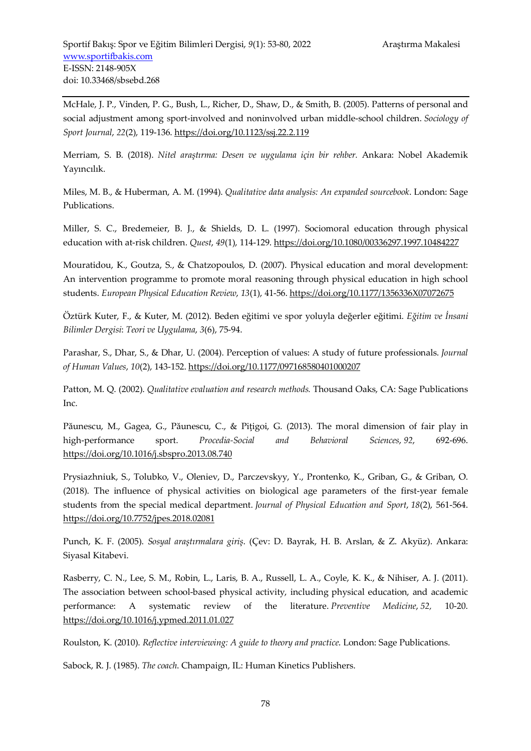McHale, J. P., Vinden, P. G., Bush, L., Richer, D., Shaw, D., & Smith, B. (2005). Patterns of personal and social adjustment among sport-involved and noninvolved urban middle-school children. *Sociology of Sport Journal*, *22*(2), 119-136. https://doi.org/10.1123/ssj.22.2.119

Merriam, S. B. (2018). *Nitel araştırma: Desen ve uygulama için bir rehber.* Ankara: Nobel Akademik Yayıncılık.

Miles, M. B., & Huberman, A. M. (1994). *Qualitative data analysis: An expanded sourcebook*. London: Sage Publications.

Miller, S. C., Bredemeier, B. J., & Shields, D. L. (1997). Sociomoral education through physical education with at-risk children. *Quest*, *49*(1), 114-129. https://doi.org/10.1080/00336297.1997.10484227

Mouratidou, K., Goutza, S., & Chatzopoulos, D. (2007). Physical education and moral development: An intervention programme to promote moral reasoning through physical education in high school students. *European Physical Education Review*, *13*(1), 41-56. https://doi.org/10.1177/1356336X07072675

Öztürk Kuter, F., & Kuter, M. (2012). Beden eğitimi ve spor yoluyla değerler eğitimi. *Eğitim ve İnsani Bilimler Dergisi*: *Teori ve Uygulama*, *3*(6), 75-94.

Parashar, S., Dhar, S., & Dhar, U. (2004). Perception of values: A study of future professionals. *Journal of Human Values*, *10*(2), 143-152. https://doi.org/10.1177/097168580401000207

Patton, M. Q. (2002). *Qualitative evaluation and research methods.* Thousand Oaks, CA: Sage Publications Inc.

Păunescu, M., Gagea, G., Păunescu, C., & Piţigoi, G. (2013). The moral dimension of fair play in high-performance sport. *Procedia-Social and Behavioral Sciences*, *92*, 692-696. https://doi.org/10.1016/j.sbspro.2013.08.740

Prysiazhniuk, S., Tolubko, V., Oleniev, D., Parczevskyy, Y., Prontenko, K., Griban, G., & Griban, O. (2018). The influence of physical activities on biological age parameters of the first-year female students from the special medical department. *Journal of Physical Education and Sport*, *18*(2), 561-564. https://doi.org/10.7752/jpes.2018.02081

Punch, K. F. (2005). *Sosyal araştırmalara giriş*. (Çev: D. Bayrak, H. B. Arslan, & Z. Akyüz). Ankara: Siyasal Kitabevi.

Rasberry, C. N., Lee, S. M., Robin, L., Laris, B. A., Russell, L. A., Coyle, K. K., & Nihiser, A. J. (2011). The association between school-based physical activity, including physical education, and academic performance: A systematic review of the literature. *Preventive Medicine*, *52,* 10-20. https://doi.org/10.1016/j.ypmed.2011.01.027

Roulston, K. (2010). *Reflective interviewing: A guide to theory and practice.* London: Sage Publications.

Sabock, R. J. (1985). *The coach*. Champaign, IL: Human Kinetics Publishers.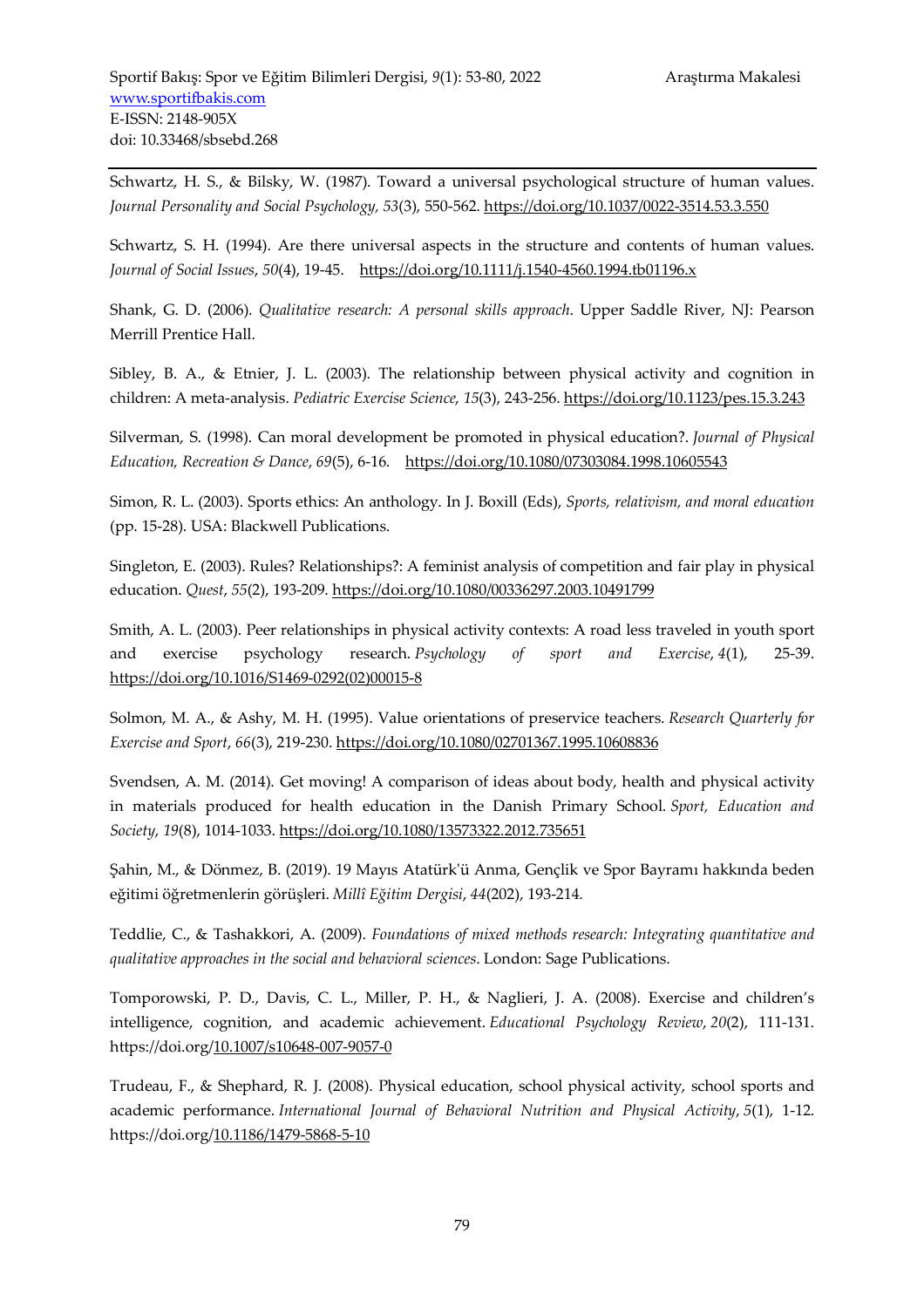Schwartz, H. S., & Bilsky, W. (1987). Toward a universal psychological structure of human values. *Journal Personality and Social Psychology, 53*(3), 550-562. https://doi.org/10.1037/0022-3514.53.3.550

Schwartz, S. H. (1994). Are there universal aspects in the structure and contents of human values. *Journal of Social Issues*, *50*(4), 19-45. https://doi.org/10.1111/j.1540-4560.1994.tb01196.x

Shank, G. D. (2006). *Qualitative research: A personal skills approach*. Upper Saddle River, NJ: Pearson Merrill Prentice Hall.

Sibley, B. A., & Etnier, J. L. (2003). The relationship between physical activity and cognition in children: A meta-analysis. *Pediatric Exercise Science, 15*(3), 243-256. https://doi.org/10.1123/pes.15.3.243

Silverman, S. (1998). Can moral development be promoted in physical education?. *Journal of Physical Education, Recreation & Dance*, *69*(5), 6-16. https://doi.org/10.1080/07303084.1998.10605543

Simon, R. L. (2003). Sports ethics: An anthology. In J. Boxill (Eds), *Sports, relativism, and moral education* (pp. 15-28). USA: Blackwell Publications.

Singleton, E. (2003). Rules? Relationships?: A feminist analysis of competition and fair play in physical education. *Quest*, *55*(2), 193-209. https://doi.org/10.1080/00336297.2003.10491799

Smith, A. L. (2003). Peer relationships in physical activity contexts: A road less traveled in youth sport and exercise psychology research. *Psychology of sport and Exercise*, *4*(1), 25-39. https://doi.org/10.1016/S1469-0292(02)00015-8

Solmon, M. A., & Ashy, M. H. (1995). Value orientations of preservice teachers. *Research Quarterly for Exercise and Sport*, *66*(3), 219-230. https://doi.org/10.1080/02701367.1995.10608836

Svendsen, A. M. (2014). Get moving! A comparison of ideas about body, health and physical activity in materials produced for health education in the Danish Primary School. *Sport, Education and Society*, *19*(8), 1014-1033. https://doi.org/10.1080/13573322.2012.735651

Şahin, M., & Dönmez, B. (2019). 19 Mayıs Atatürk'ü Anma, Gençlik ve Spor Bayramı hakkında beden eğitimi öğretmenlerin görüşleri. *Millî Eğitim Dergisi*, *44*(202), 193-214.

Teddlie, C., & Tashakkori, A. (2009). *Foundations of mixed methods research: Integrating quantitative and qualitative approaches in the social and behavioral sciences*. London: Sage Publications.

Tomporowski, P. D., Davis, C. L., Miller, P. H., & Naglieri, J. A. (2008). Exercise and children's intelligence, cognition, and academic achievement. *Educational Psychology Review*, *20*(2), 111-131. https://doi.org/10.1007/s10648-007-9057-0

Trudeau, F., & Shephard, R. J. (2008). Physical education, school physical activity, school sports and academic performance. *International Journal of Behavioral Nutrition and Physical Activity*, *5*(1), 1-12. https://doi.org/10.1186/1479-5868-5-10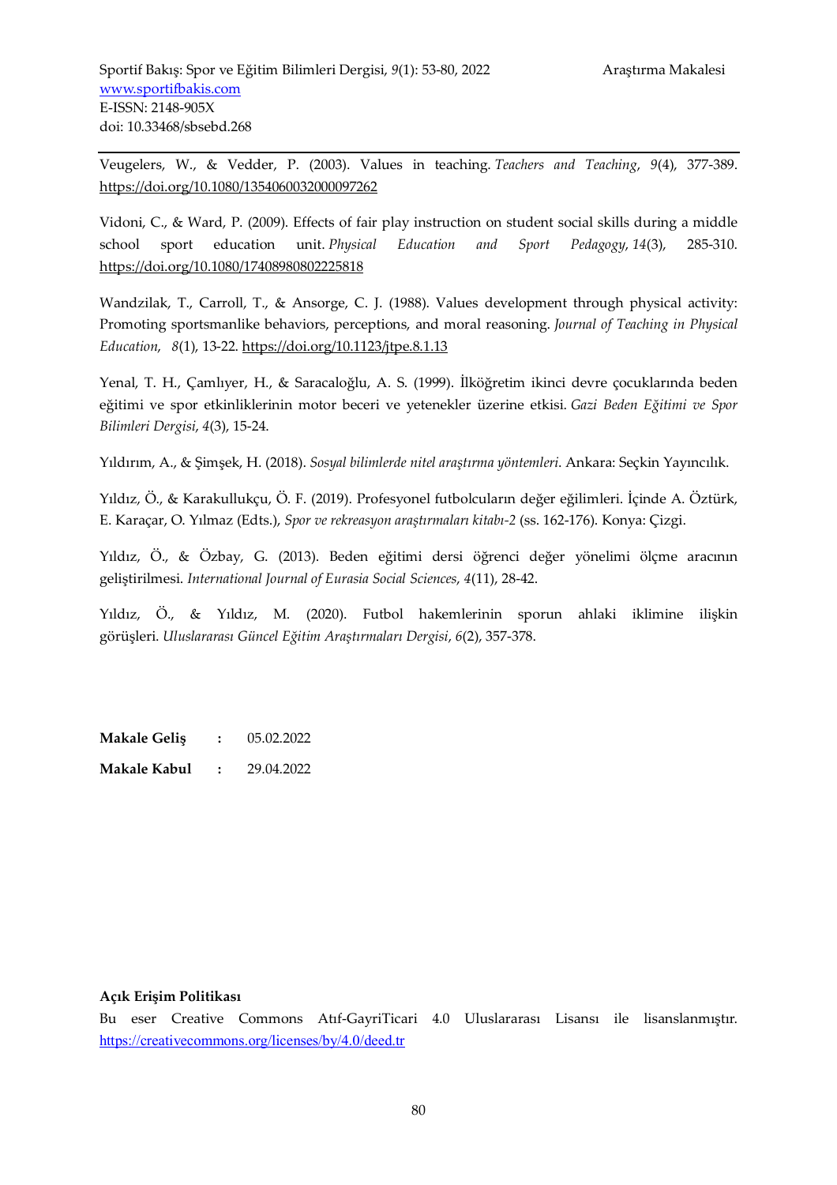Veugelers, W., & Vedder, P. (2003). Values in teaching. *Teachers and Teaching*, *9*(4), 377-389. https://doi.org/10.1080/1354060032000097262

Vidoni, C., & Ward, P. (2009). Effects of fair play instruction on student social skills during a middle school sport education unit. *Physical Education and Sport Pedagogy*, *14*(3), 285-310. https://doi.org/10.1080/17408980802225818

Wandzilak, T., Carroll, T., & Ansorge, C. J. (1988). Values development through physical activity: Promoting sportsmanlike behaviors, perceptions, and moral reasoning. *Journal of Teaching in Physical Education*, *8*(1), 13-22. https://doi.org/10.1123/jtpe.8.1.13

Yenal, T. H., Çamlıyer, H., & Saracaloğlu, A. S. (1999). İlköğretim ikinci devre çocuklarında beden eğitimi ve spor etkinliklerinin motor beceri ve yetenekler üzerine etkisi. *Gazi Beden Eğitimi ve Spor Bilimleri Dergisi*, *4*(3), 15-24.

Yıldırım, A., & Şimşek, H. (2018). *Sosyal bilimlerde nitel araştırma yöntemleri*. Ankara: Seçkin Yayıncılık.

Yıldız, Ö., & Karakullukçu, Ö. F. (2019). Profesyonel futbolcuların değer eğilimleri. İçinde A. Öztürk, E. Karaçar, O. Yılmaz (Edts.), *Spor ve rekreasyon araştırmaları kitabı-2* (ss. 162-176). Konya: Çizgi.

Yıldız, Ö., & Özbay, G. (2013). Beden eğitimi dersi öğrenci değer yönelimi ölçme aracının geliştirilmesi. *International Journal of Eurasia Social Sciences*, *4*(11), 28-42.

Yıldız, Ö., & Yıldız, M. (2020). Futbol hakemlerinin sporun ahlaki iklimine ilişkin görüşleri. *Uluslararası Güncel Eğitim Araştırmaları Dergisi*, *6*(2), 357-378.

**Makale Geliş** : 05.02.2022

**Makale Kabul** : 29.04.2022

**Açık Erişim Politikası**

Bu eser Creative Commons Atıf-GayriTicari 4.0 Uluslararası Lisansı ile lisanslanmıştır. https://creativecommons.org/licenses/by/4.0/deed.tr